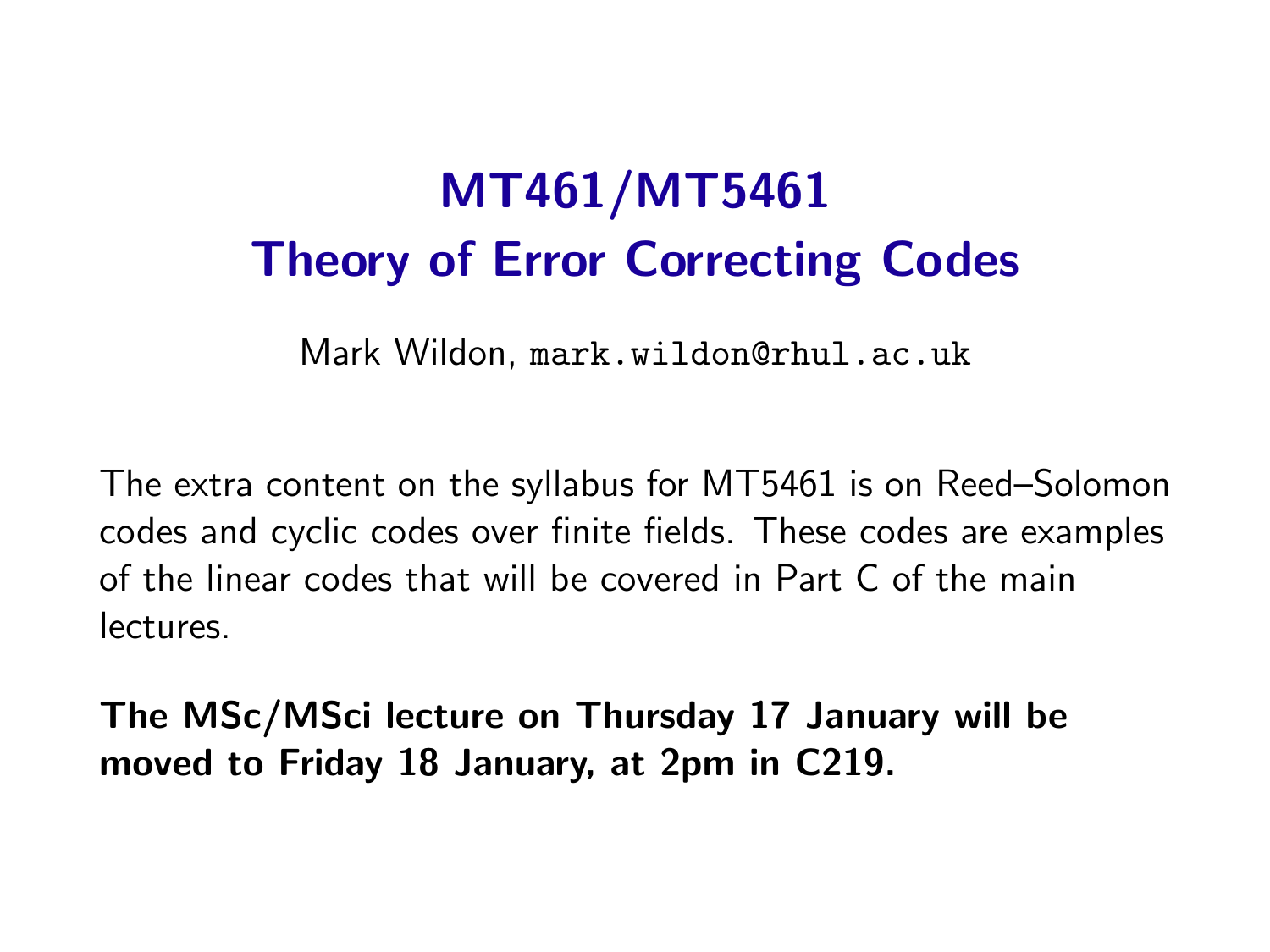# MT461/MT5461
# Theory of Error Correcting Codes

Mark Wildon, mark.wildon@rhul.ac.uk

The extra content on the syllabus for MT5461 is on Reed–Solomon codes and cyclic codes over finite fields. These codes are examples of the linear codes that will be covered in Part C of the main lectures.

**The MSc/MSci lecture on Thursday 17 January will be moved to Friday 18 January, at 2pm in C219.**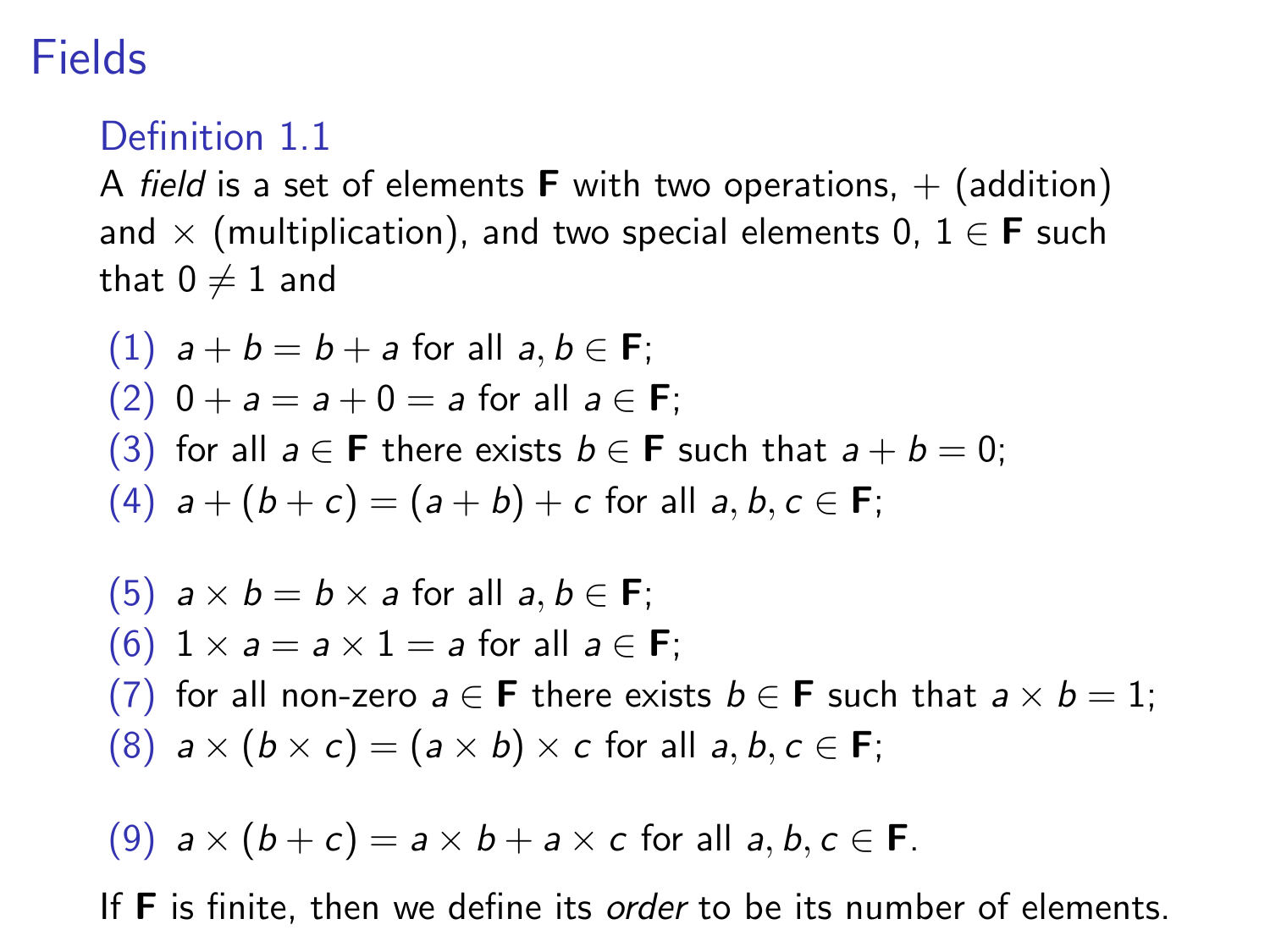# Fields

### Definition 1.1

A *field* is a set of elements $\mathbf{F}$ with two operations, $+$ (addition) and $\times$ (multiplication), and two special elements $0, 1 \in \mathbf{F}$ such that $0 \neq 1$ and

(1) $a + b = b + a$ for all $a, b \in \mathbf{F}$;
(2) $0 + a = a + 0 = a$ for all $a \in \mathbf{F}$;
(3) for all $a \in \mathbf{F}$ there exists $b \in \mathbf{F}$ such that $a + b = 0$;
(4) $a + (b + c) = (a + b) + c$ for all $a, b, c \in \mathbf{F}$;

(5) $a \times b = b \times a$ for all $a, b \in \mathbf{F}$;
(6) $1 \times a = a \times 1 = a$ for all $a \in \mathbf{F}$;
(7) for all non-zero $a \in \mathbf{F}$ there exists $b \in \mathbf{F}$ such that $a \times b = 1$;
(8) $a \times (b \times c) = (a \times b) \times c$ for all $a, b, c \in \mathbf{F}$;

(9) $a \times (b + c) = a \times b + a \times c$ for all $a, b, c \in \mathbf{F}$.

If $\mathbf{F}$ is finite, then we define its *order* to be its number of elements.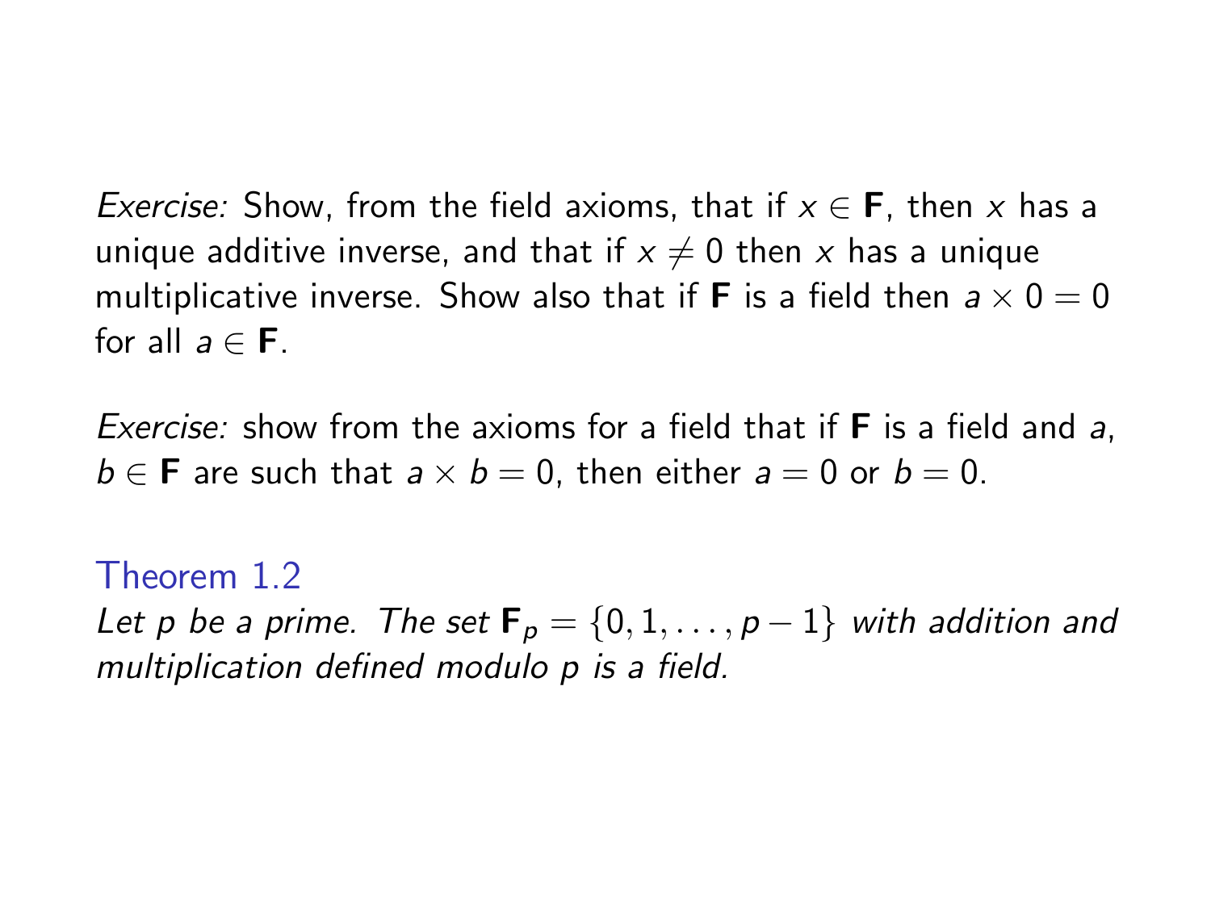*Exercise:* Show, from the field axioms, that if $x \in \mathbf{F}$, then $x$ has a unique additive inverse, and that if $x \neq 0$ then $x$ has a unique multiplicative inverse. Show also that if $\mathbf{F}$ is a field then $a \times 0 = 0$ for all $a \in \mathbf{F}$.

*Exercise:* show from the axioms for a field that if $\mathbf{F}$ is a field and $a$, $b \in \mathbf{F}$ are such that $a \times b = 0$, then either $a = 0$ or $b = 0$.

### Theorem 1.2

*Let $p$ be a prime. The set $\mathbf{F}_p = \{0, 1, \ldots, p-1\}$ with addition and multiplication defined modulo $p$ is a field.*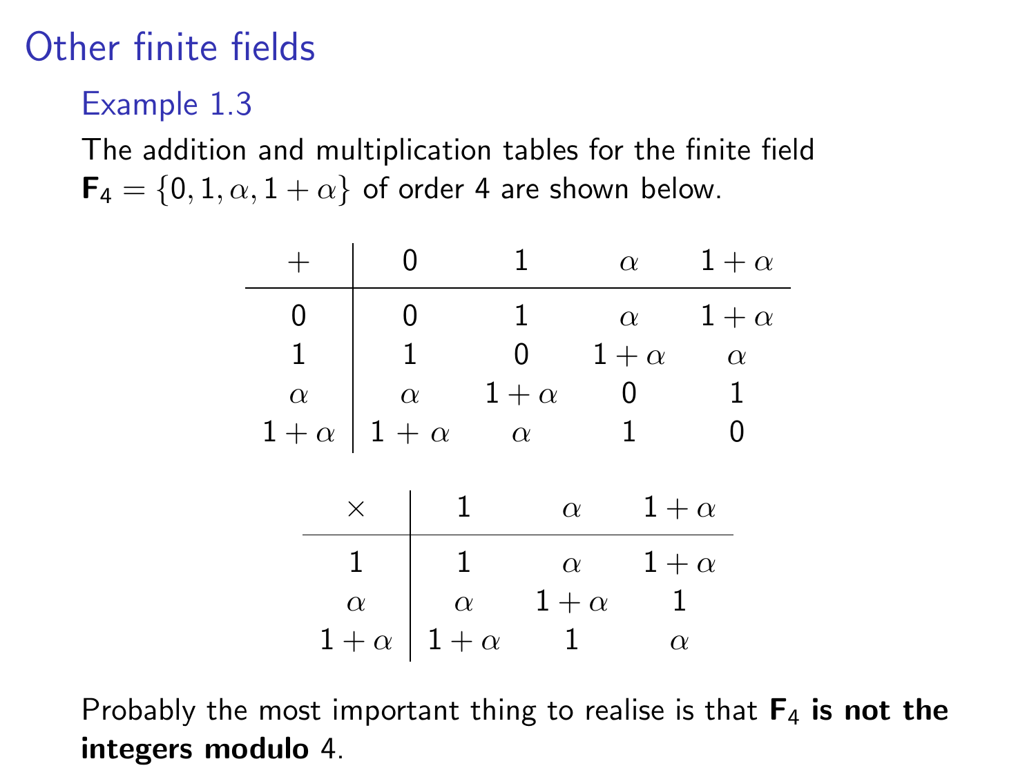# Other finite fields

## Example 1.3

The addition and multiplication tables for the finite field $\mathbf{F}_4 = \{0, 1, \alpha, 1+\alpha\}$ of order 4 are shown below.

| $+$ | $0$ | $1$ | $\alpha$ | $1+\alpha$ |
|---|---|---|---|---|
| $0$ | $0$ | $1$ | $\alpha$ | $1+\alpha$ |
| $1$ | $1$ | $0$ | $1+\alpha$ | $\alpha$ |
| $\alpha$ | $\alpha$ | $1+\alpha$ | $0$ | $1$ |
| $1+\alpha$ | $1+\alpha$ | $\alpha$ | $1$ | $0$ |

| $\times$ | $1$ | $\alpha$ | $1+\alpha$ |
|---|---|---|---|
| $1$ | $1$ | $\alpha$ | $1+\alpha$ |
| $\alpha$ | $\alpha$ | $1+\alpha$ | $1$ |
| $1+\alpha$ | $1+\alpha$ | $1$ | $\alpha$ |

Probably the most important thing to realise is that **$\mathbf{F}_4$ is not the integers modulo** 4.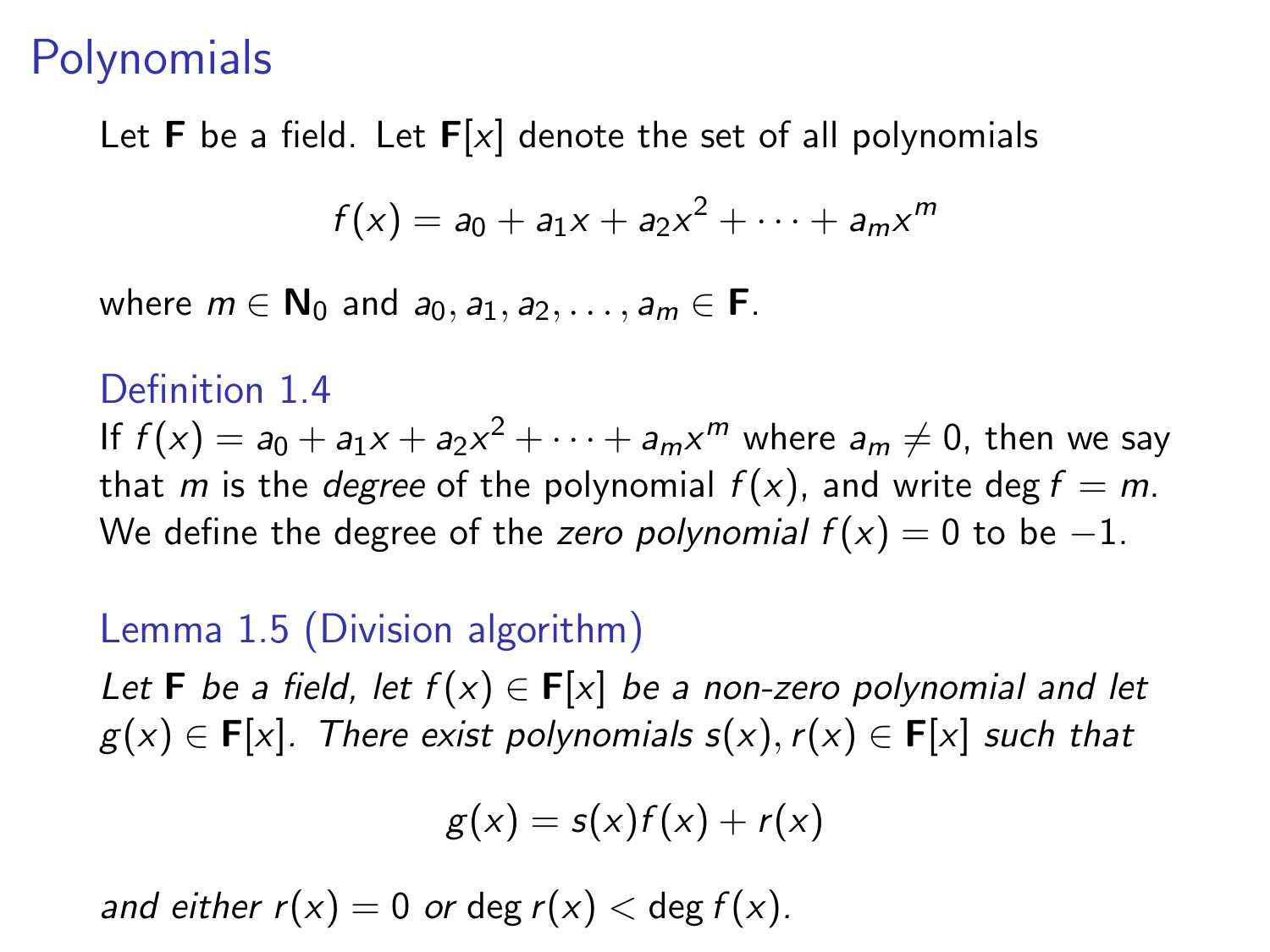# Polynomials

Let $\mathbf{F}$ be a field. Let $\mathbf{F}[x]$ denote the set of all polynomials

$$f(x) = a_0 + a_1 x + a_2 x^2 + \cdots + a_m x^m$$

where $m \in \mathbf{N}_0$ and $a_0, a_1, a_2, \ldots, a_m \in \mathbf{F}$.

## Definition 1.4

If $f(x) = a_0 + a_1 x + a_2 x^2 + \cdots + a_m x^m$ where $a_m \neq 0$, then we say that $m$ is the *degree* of the polynomial $f(x)$, and write $\deg f = m$. We define the degree of the *zero polynomial* $f(x) = 0$ to be $-1$.

## Lemma 1.5 (Division algorithm)

*Let $\mathbf{F}$ be a field, let $f(x) \in \mathbf{F}[x]$ be a non-zero polynomial and let $g(x) \in \mathbf{F}[x]$. There exist polynomials $s(x), r(x) \in \mathbf{F}[x]$ such that*

$$g(x) = s(x)f(x) + r(x)$$

*and either $r(x) = 0$ or $\deg r(x) < \deg f(x)$.*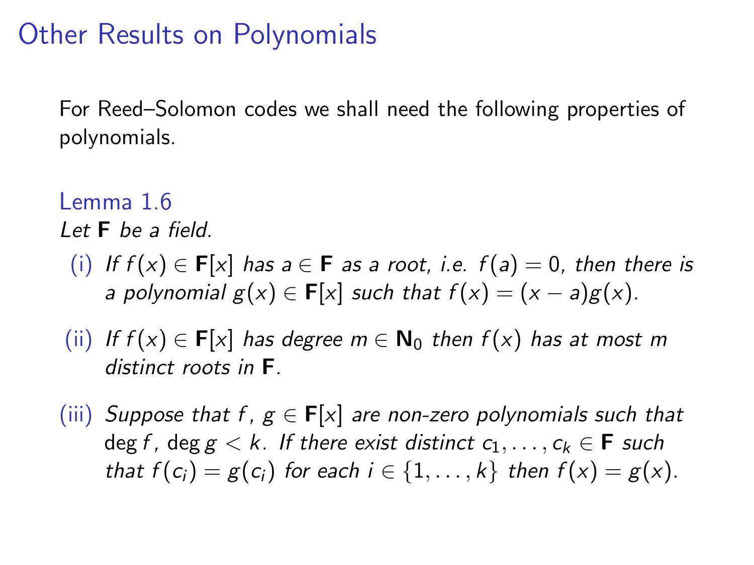# Other Results on Polynomials

For Reed–Solomon codes we shall need the following properties of polynomials.

### Lemma 1.6

*Let $\mathbf{F}$ be a field.*

(i) *If $f(x) \in \mathbf{F}[x]$ has $a \in \mathbf{F}$ as a root, i.e. $f(a) = 0$, then there is a polynomial $g(x) \in \mathbf{F}[x]$ such that $f(x) = (x - a)g(x)$.*

(ii) *If $f(x) \in \mathbf{F}[x]$ has degree $m \in \mathbf{N}_0$ then $f(x)$ has at most $m$ distinct roots in $\mathbf{F}$.*

(iii) *Suppose that $f, g \in \mathbf{F}[x]$ are non-zero polynomials such that $\deg f, \deg g < k$. If there exist distinct $c_1, \ldots, c_k \in \mathbf{F}$ such that $f(c_i) = g(c_i)$ for each $i \in \{1, \ldots, k\}$ then $f(x) = g(x)$.*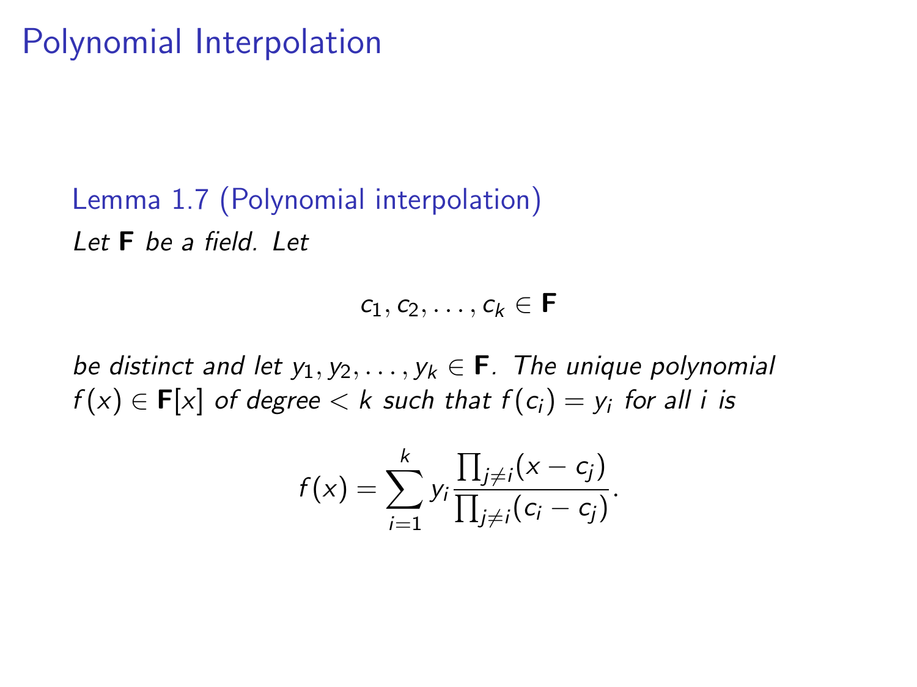# Polynomial Interpolation

**Lemma 1.7 (Polynomial interpolation)**

*Let* $\mathbf{F}$ *be a field. Let*

$$c_1, c_2, \ldots, c_k \in \mathbf{F}$$

*be distinct and let* $y_1, y_2, \ldots, y_k \in \mathbf{F}$*. The unique polynomial* $f(x) \in \mathbf{F}[x]$ *of degree* $< k$ *such that* $f(c_i) = y_i$ *for all* $i$ *is*

$$f(x) = \sum_{i=1}^{k} y_i \frac{\prod_{j \neq i}(x - c_j)}{\prod_{j \neq i}(c_i - c_j)}.$$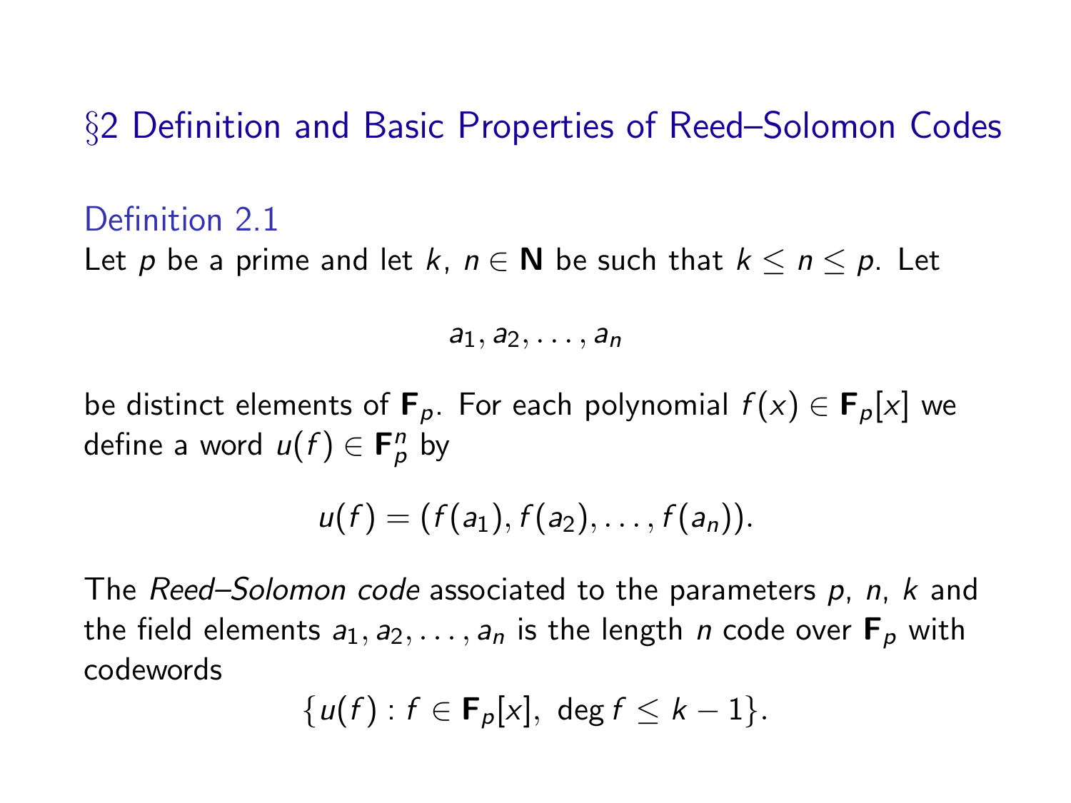## §2 Definition and Basic Properties of Reed–Solomon Codes

### Definition 2.1

Let $p$ be a prime and let $k$, $n \in \mathbf{N}$ be such that $k \leq n \leq p$. Let

$$a_1, a_2, \ldots, a_n$$

be distinct elements of $\mathbf{F}_p$. For each polynomial $f(x) \in \mathbf{F}_p[x]$ we define a word $u(f) \in \mathbf{F}_p^n$ by

$$u(f) = (f(a_1), f(a_2), \ldots, f(a_n)).$$

The *Reed–Solomon code* associated to the parameters $p$, $n$, $k$ and the field elements $a_1, a_2, \ldots, a_n$ is the length $n$ code over $\mathbf{F}_p$ with codewords

$$\{u(f) : f \in \mathbf{F}_p[x],\ \deg f \leq k - 1\}.$$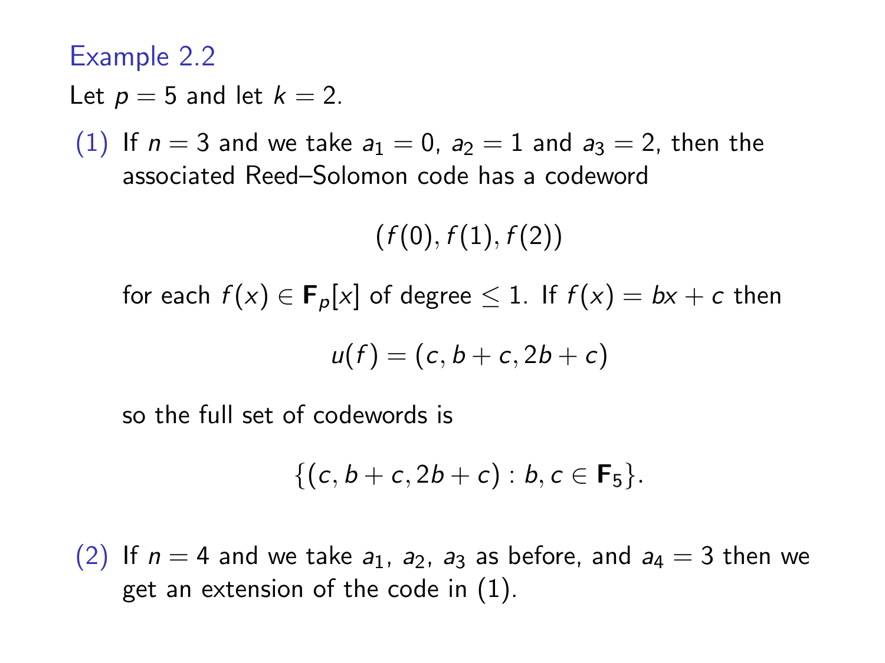### Example 2.2

Let $p = 5$ and let $k = 2$.

(1) If $n = 3$ and we take $a_1 = 0$, $a_2 = 1$ and $a_3 = 2$, then the associated Reed–Solomon code has a codeword

$$(f(0), f(1), f(2))$$

for each $f(x) \in \mathbf{F}_p[x]$ of degree $\leq 1$. If $f(x) = bx + c$ then

$$u(f) = (c, b + c, 2b + c)$$

so the full set of codewords is

$$\{(c, b + c, 2b + c) : b, c \in \mathbf{F}_5\}.$$

(2) If $n = 4$ and we take $a_1$, $a_2$, $a_3$ as before, and $a_4 = 3$ then we get an extension of the code in (1).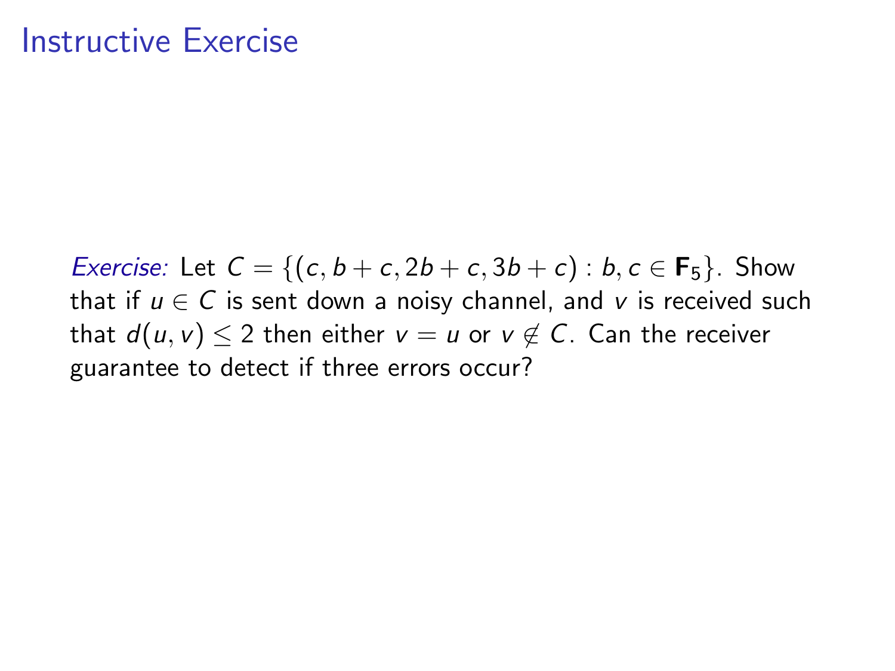# Instructive Exercise

*Exercise:* Let $C = \{(c, b+c, 2b+c, 3b+c) : b, c \in \mathbf{F}_5\}$. Show that if $u \in C$ is sent down a noisy channel, and $v$ is received such that $d(u,v) \leq 2$ then either $v = u$ or $v \notin C$. Can the receiver guarantee to detect if three errors occur?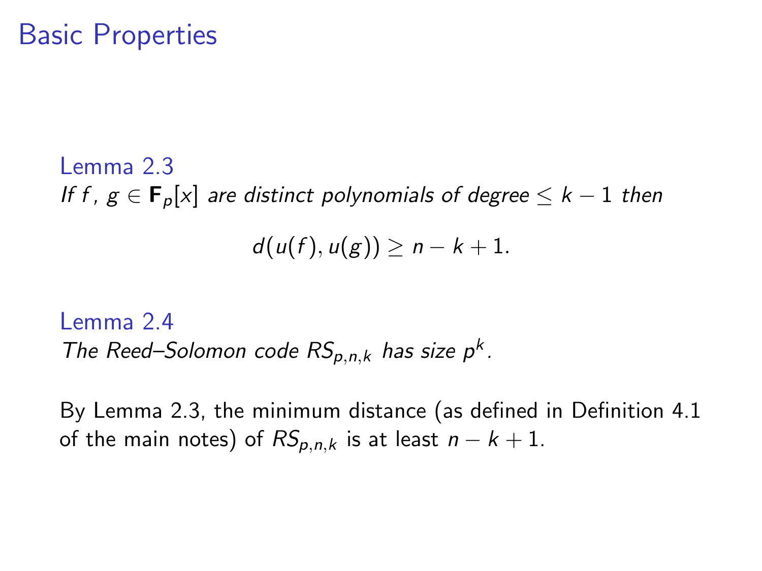# Basic Properties

**Lemma 2.3**

*If $f$, $g \in \mathbf{F}_p[x]$ are distinct polynomials of degree $\leq k-1$ then*

$$d(u(f), u(g)) \geq n - k + 1.$$

**Lemma 2.4**

*The Reed–Solomon code $RS_{p,n,k}$ has size $p^k$.*

By Lemma 2.3, the minimum distance (as defined in Definition 4.1 of the main notes) of $RS_{p,n,k}$ is at least $n - k + 1$.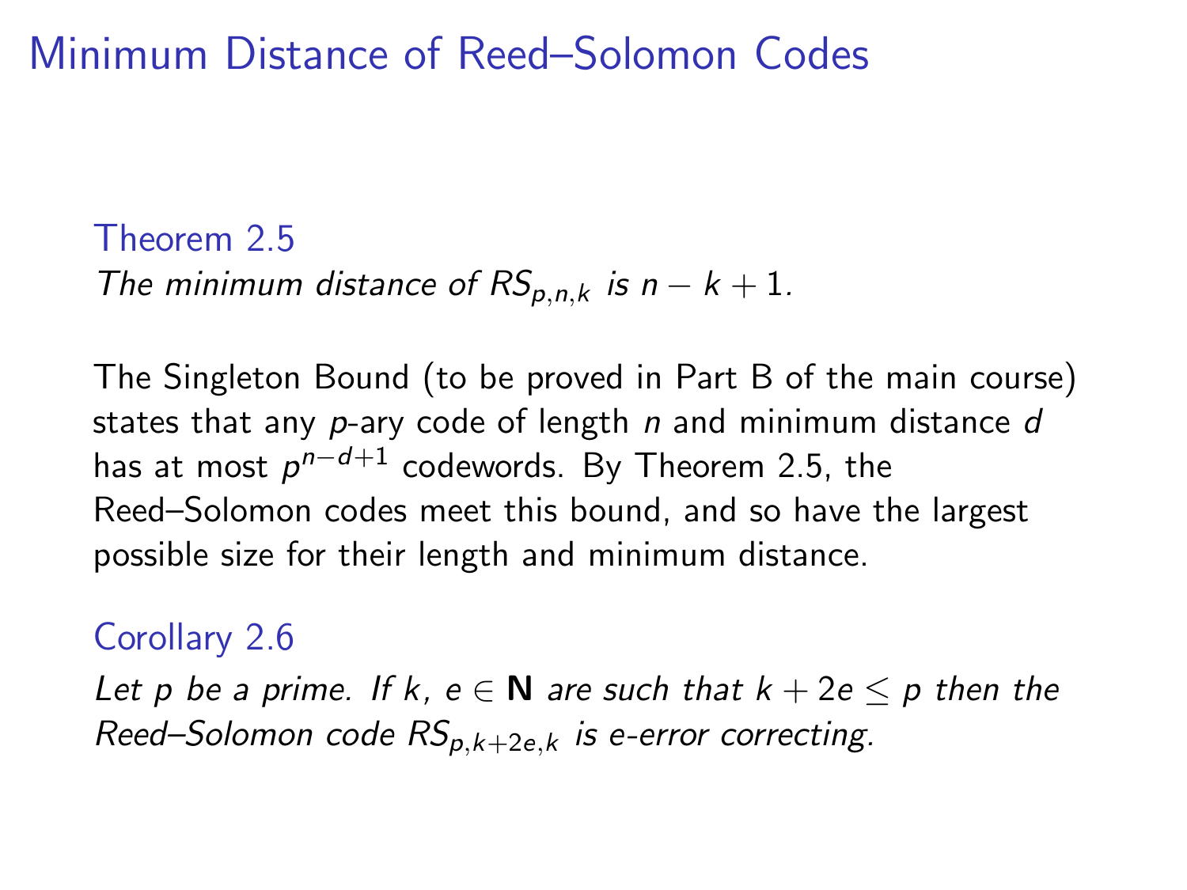# Minimum Distance of Reed–Solomon Codes

**Theorem 2.5**

*The minimum distance of $RS_{p,n,k}$ is $n - k + 1$.*

The Singleton Bound (to be proved in Part B of the main course) states that any $p$-ary code of length $n$ and minimum distance $d$ has at most $p^{n-d+1}$ codewords. By Theorem 2.5, the Reed–Solomon codes meet this bound, and so have the largest possible size for their length and minimum distance.

**Corollary 2.6**

*Let $p$ be a prime. If $k, e \in \mathbf{N}$ are such that $k + 2e \leq p$ then the Reed–Solomon code $RS_{p,k+2e,k}$ is $e$-error correcting.*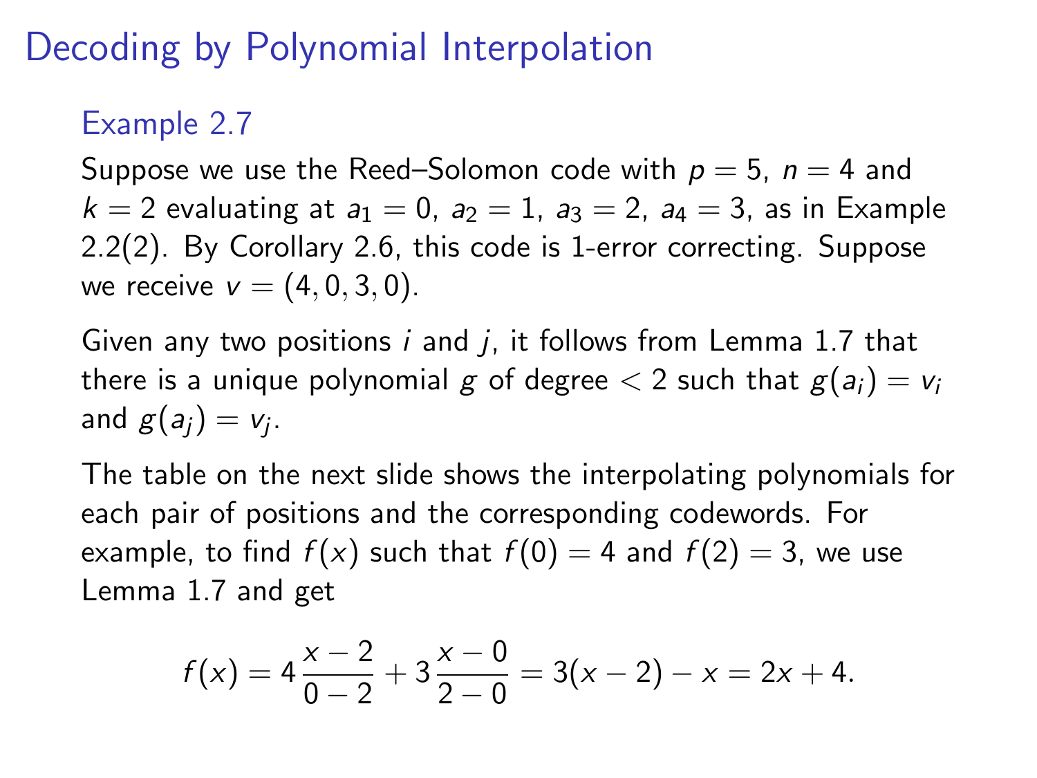# Decoding by Polynomial Interpolation

## Example 2.7

Suppose we use the Reed–Solomon code with $p = 5$, $n = 4$ and $k = 2$ evaluating at $a_1 = 0$, $a_2 = 1$, $a_3 = 2$, $a_4 = 3$, as in Example 2.2(2). By Corollary 2.6, this code is 1-error correcting. Suppose we receive $v = (4, 0, 3, 0)$.

Given any two positions $i$ and $j$, it follows from Lemma 1.7 that there is a unique polynomial $g$ of degree $< 2$ such that $g(a_i) = v_i$ and $g(a_j) = v_j$.

The table on the next slide shows the interpolating polynomials for each pair of positions and the corresponding codewords. For example, to find $f(x)$ such that $f(0) = 4$ and $f(2) = 3$, we use Lemma 1.7 and get

$$f(x) = 4\frac{x-2}{0-2} + 3\frac{x-0}{2-0} = 3(x-2) - x = 2x + 4.$$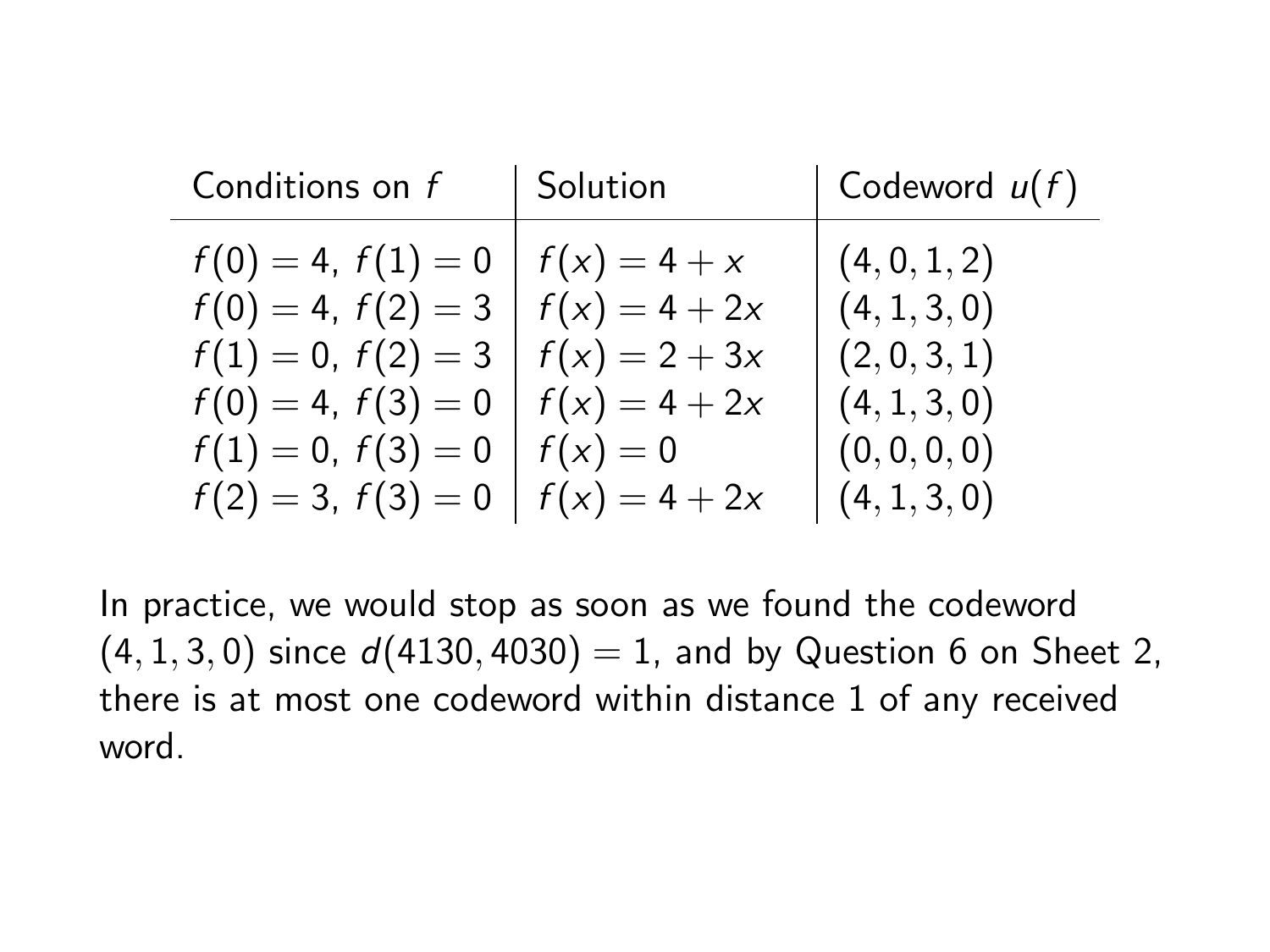| Conditions on $f$ | Solution | Codeword $u(f)$ |
|---|---|---|
| $f(0) = 4,\ f(1) = 0$ | $f(x) = 4 + x$ | $(4, 0, 1, 2)$ |
| $f(0) = 4,\ f(2) = 3$ | $f(x) = 4 + 2x$ | $(4, 1, 3, 0)$ |
| $f(1) = 0,\ f(2) = 3$ | $f(x) = 2 + 3x$ | $(2, 0, 3, 1)$ |
| $f(0) = 4,\ f(3) = 0$ | $f(x) = 4 + 2x$ | $(4, 1, 3, 0)$ |
| $f(1) = 0,\ f(3) = 0$ | $f(x) = 0$ | $(0, 0, 0, 0)$ |
| $f(2) = 3,\ f(3) = 0$ | $f(x) = 4 + 2x$ | $(4, 1, 3, 0)$ |

In practice, we would stop as soon as we found the codeword $(4, 1, 3, 0)$ since $d(4130, 4030) = 1$, and by Question 6 on Sheet 2, there is at most one codeword within distance 1 of any received word.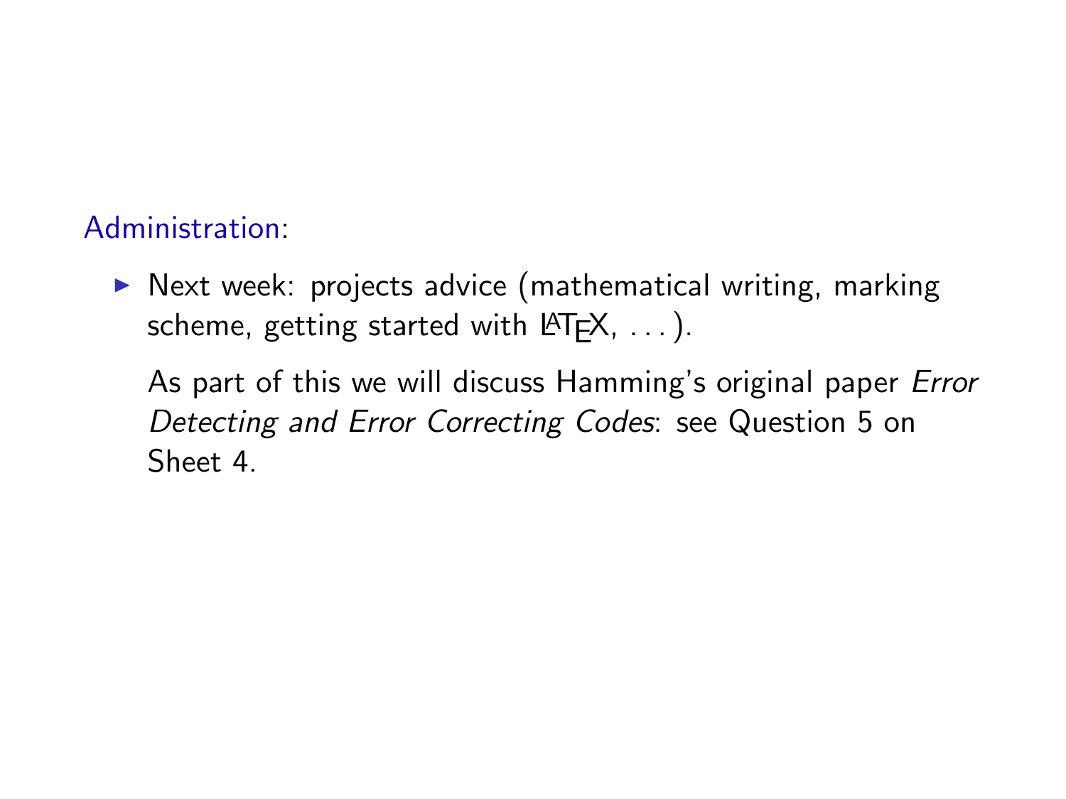Administration:

- Next week: projects advice (mathematical writing, marking scheme, getting started with LaTeX, ...).

  As part of this we will discuss Hamming's original paper *Error Detecting and Error Correcting Codes*: see Question 5 on Sheet 4.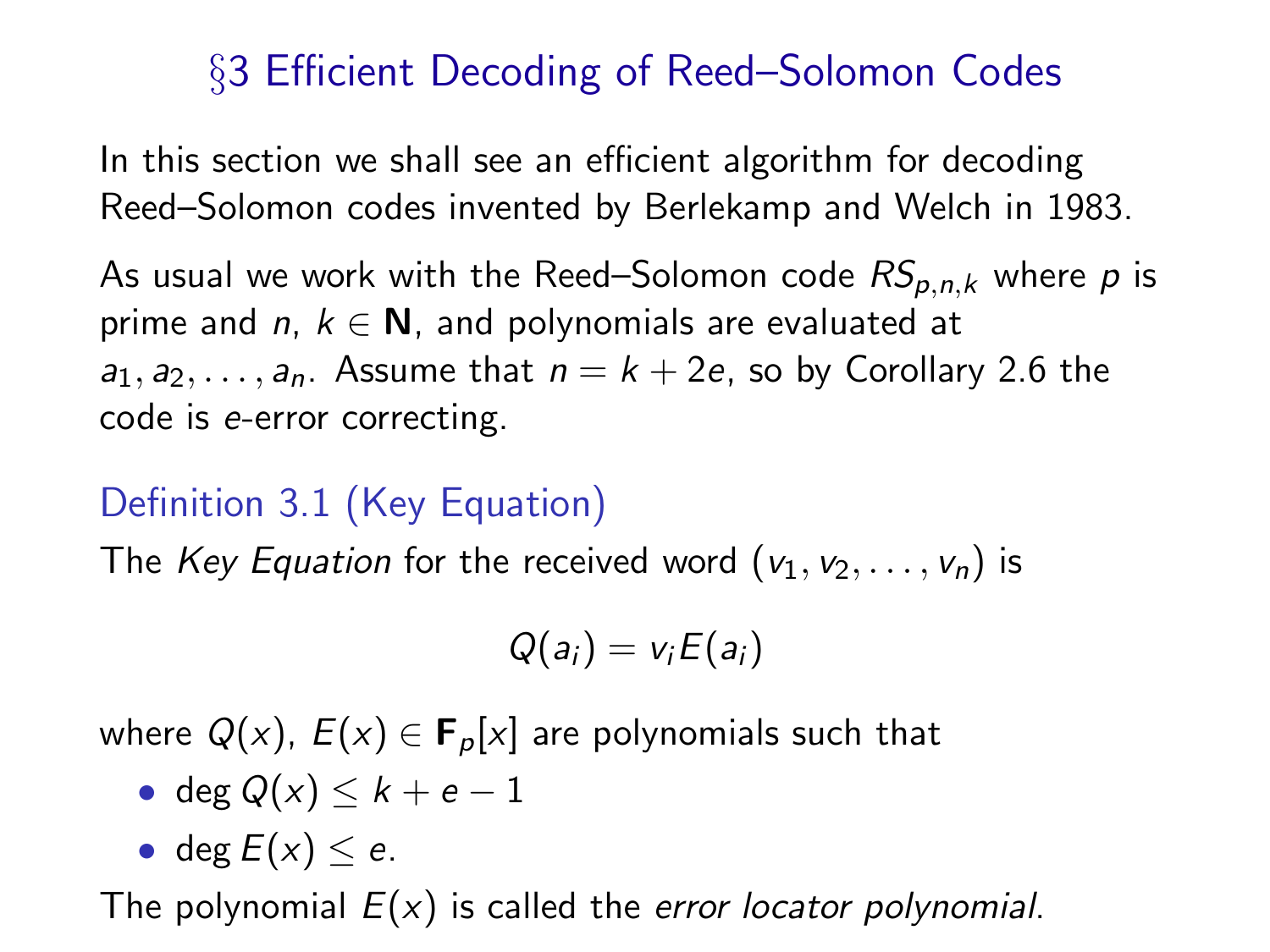# §3 Efficient Decoding of Reed–Solomon Codes

In this section we shall see an efficient algorithm for decoding Reed–Solomon codes invented by Berlekamp and Welch in 1983.

As usual we work with the Reed–Solomon code $RS_{p,n,k}$ where $p$ is prime and $n$, $k \in \mathbf{N}$, and polynomials are evaluated at $a_1, a_2, \ldots, a_n$. Assume that $n = k + 2e$, so by Corollary 2.6 the code is $e$-error correcting.

## Definition 3.1 (Key Equation)

The *Key Equation* for the received word $(v_1, v_2, \ldots, v_n)$ is

$$Q(a_i) = v_i E(a_i)$$

where $Q(x)$, $E(x) \in \mathbf{F}_p[x]$ are polynomials such that

- $\deg Q(x) \leq k + e - 1$
- $\deg E(x) \leq e$.

The polynomial $E(x)$ is called the *error locator polynomial*.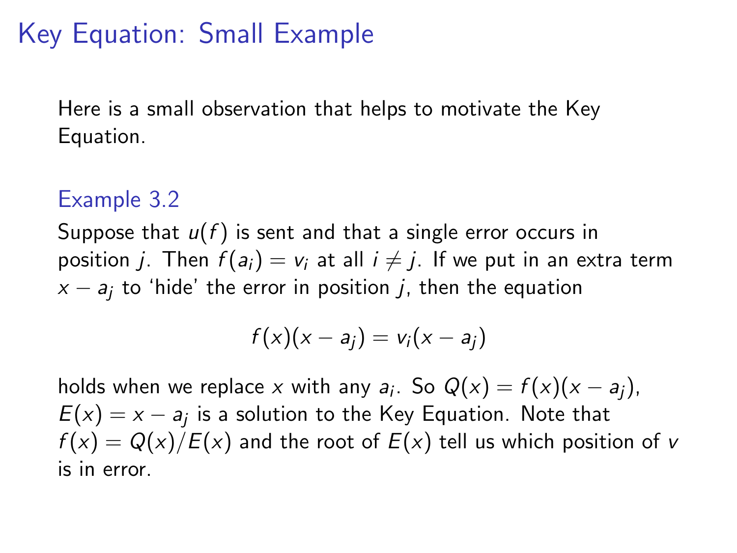# Key Equation: Small Example

Here is a small observation that helps to motivate the Key Equation.

### Example 3.2

Suppose that $u(f)$ is sent and that a single error occurs in position $j$. Then $f(a_i) = v_i$ at all $i \neq j$. If we put in an extra term $x - a_j$ to 'hide' the error in position $j$, then the equation

$$f(x)(x - a_j) = v_i(x - a_j)$$

holds when we replace $x$ with any $a_i$. So $Q(x) = f(x)(x - a_j)$, $E(x) = x - a_j$ is a solution to the Key Equation. Note that $f(x) = Q(x)/E(x)$ and the root of $E(x)$ tell us which position of $v$ is in error.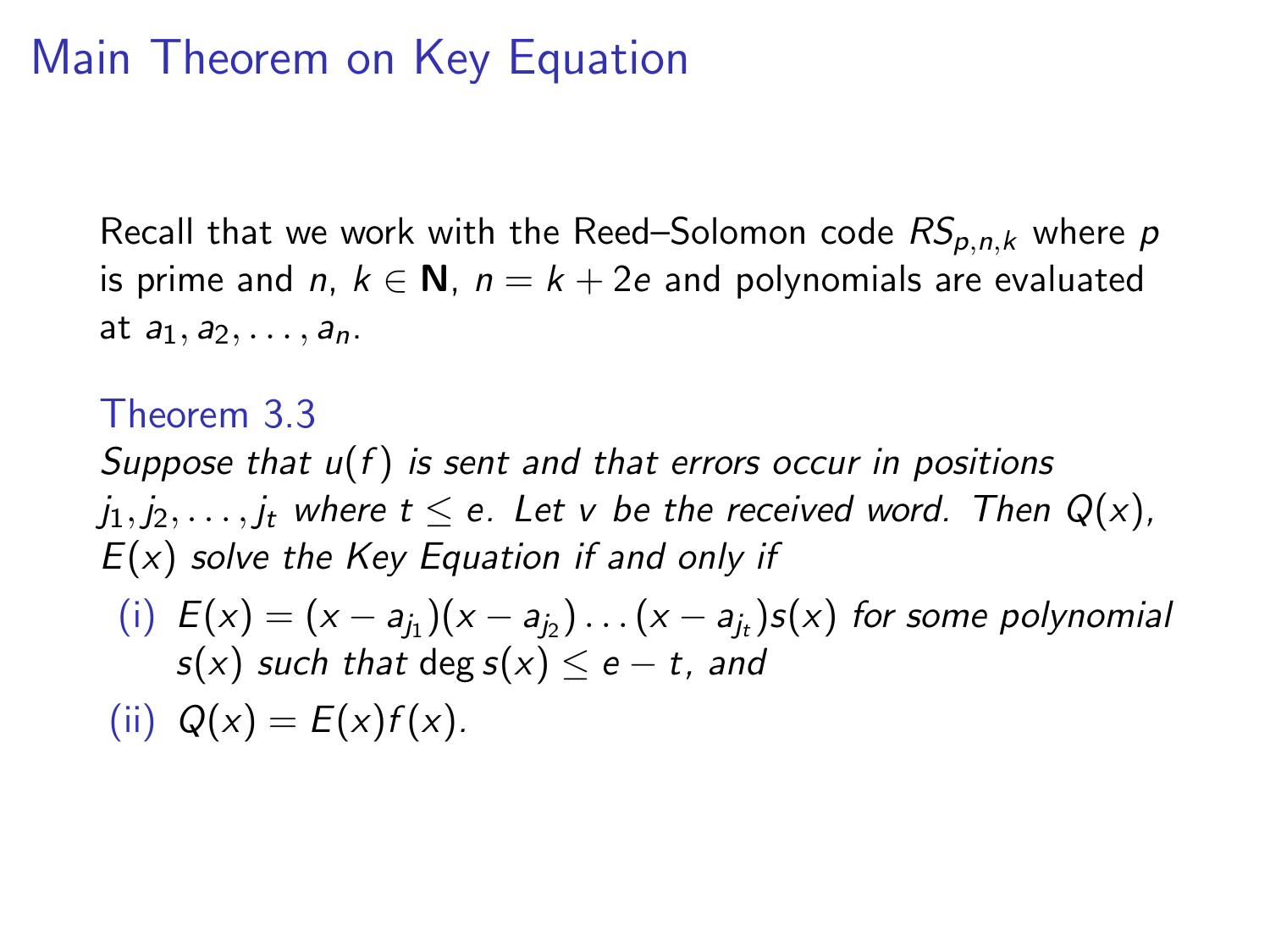# Main Theorem on Key Equation

Recall that we work with the Reed–Solomon code $RS_{p,n,k}$ where $p$ is prime and $n$, $k \in \mathbf{N}$, $n = k + 2e$ and polynomials are evaluated at $a_1, a_2, \ldots, a_n$.

### Theorem 3.3

*Suppose that $u(f)$ is sent and that errors occur in positions $j_1, j_2, \ldots, j_t$ where $t \leq e$. Let $v$ be the received word. Then $Q(x)$, $E(x)$ solve the Key Equation if and only if*

(i) $E(x) = (x - a_{j_1})(x - a_{j_2}) \ldots (x - a_{j_t}) s(x)$ *for some polynomial $s(x)$ such that* $\deg s(x) \leq e - t$, *and*

(ii) $Q(x) = E(x) f(x)$.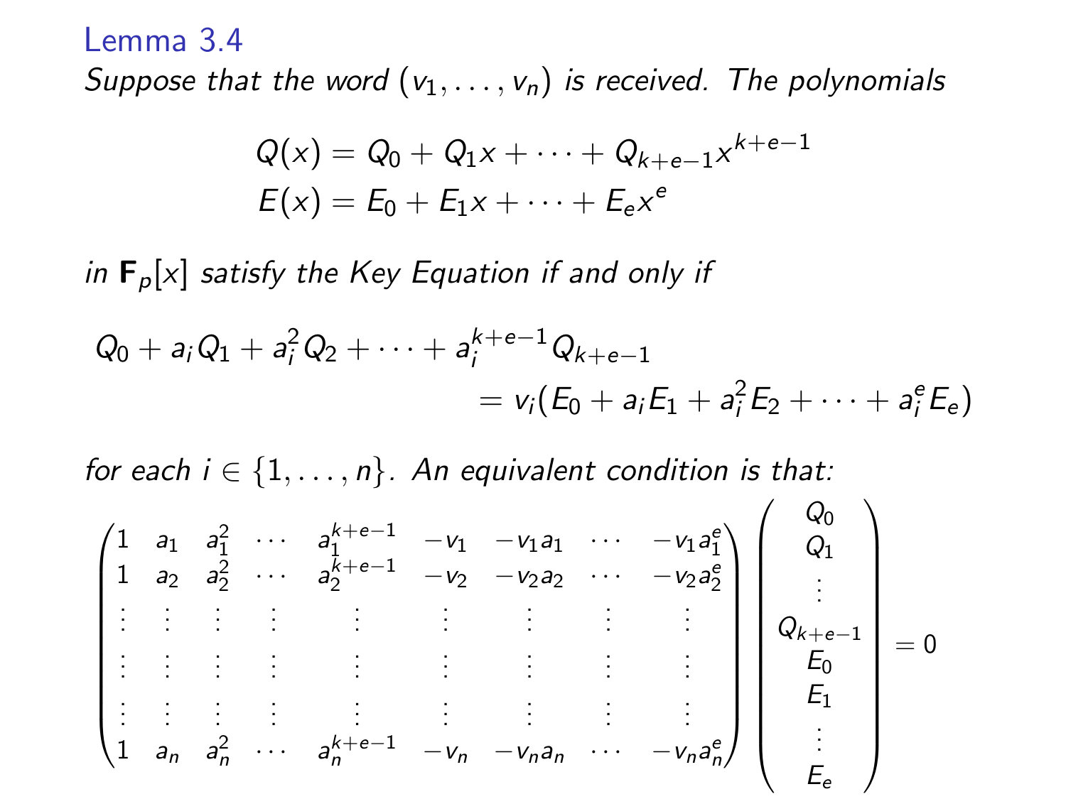### Lemma 3.4

*Suppose that the word $(v_1, \ldots, v_n)$ is received. The polynomials*

$$
\begin{aligned}
Q(x) &= Q_0 + Q_1 x + \cdots + Q_{k+e-1} x^{k+e-1} \\
E(x) &= E_0 + E_1 x + \cdots + E_e x^e
\end{aligned}
$$

*in $\mathbf{F}_p[x]$ satisfy the Key Equation if and only if*

$$
\begin{aligned}
&Q_0 + a_i Q_1 + a_i^2 Q_2 + \cdots + a_i^{k+e-1} Q_{k+e-1} \\
&\qquad\qquad\qquad = v_i (E_0 + a_i E_1 + a_i^2 E_2 + \cdots + a_i^e E_e)
\end{aligned}
$$

*for each $i \in \{1, \ldots, n\}$. An equivalent condition is that:*

$$
\begin{pmatrix}
1 & a_1 & a_1^2 & \cdots & a_1^{k+e-1} & -v_1 & -v_1 a_1 & \cdots & -v_1 a_1^e \\
1 & a_2 & a_2^2 & \cdots & a_2^{k+e-1} & -v_2 & -v_2 a_2 & \cdots & -v_2 a_2^e \\
\vdots & \vdots & \vdots & \vdots & \vdots & \vdots & \vdots & \vdots & \vdots \\
\vdots & \vdots & \vdots & \vdots & \vdots & \vdots & \vdots & \vdots & \vdots \\
\vdots & \vdots & \vdots & \vdots & \vdots & \vdots & \vdots & \vdots & \vdots \\
1 & a_n & a_n^2 & \cdots & a_n^{k+e-1} & -v_n & -v_n a_n & \cdots & -v_n a_n^e
\end{pmatrix}
\begin{pmatrix}
Q_0 \\ Q_1 \\ \vdots \\ Q_{k+e-1} \\ E_0 \\ E_1 \\ \vdots \\ E_e
\end{pmatrix}
= 0
$$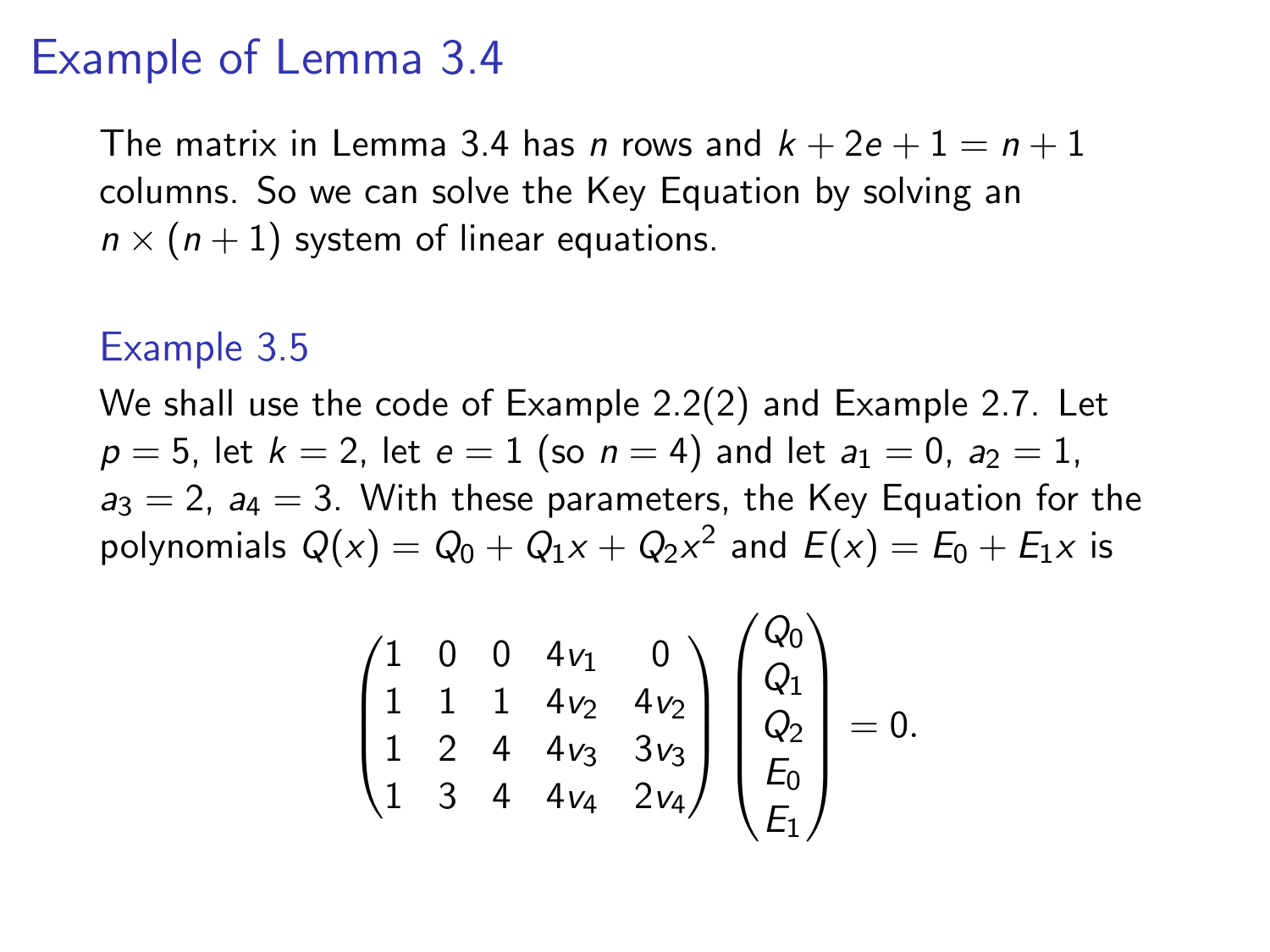# Example of Lemma 3.4

The matrix in Lemma 3.4 has $n$ rows and $k + 2e + 1 = n + 1$ columns. So we can solve the Key Equation by solving an $n \times (n + 1)$ system of linear equations.

## Example 3.5

We shall use the code of Example 2.2(2) and Example 2.7. Let $p = 5$, let $k = 2$, let $e = 1$ (so $n = 4$) and let $a_1 = 0$, $a_2 = 1$, $a_3 = 2$, $a_4 = 3$. With these parameters, the Key Equation for the polynomials $Q(x) = Q_0 + Q_1 x + Q_2 x^2$ and $E(x) = E_0 + E_1 x$ is

$$\begin{pmatrix} 1 & 0 & 0 & 4v_1 & 0 \\ 1 & 1 & 1 & 4v_2 & 4v_2 \\ 1 & 2 & 4 & 4v_3 & 3v_3 \\ 1 & 3 & 4 & 4v_4 & 2v_4 \end{pmatrix} \begin{pmatrix} Q_0 \\ Q_1 \\ Q_2 \\ E_0 \\ E_1 \end{pmatrix} = 0.$$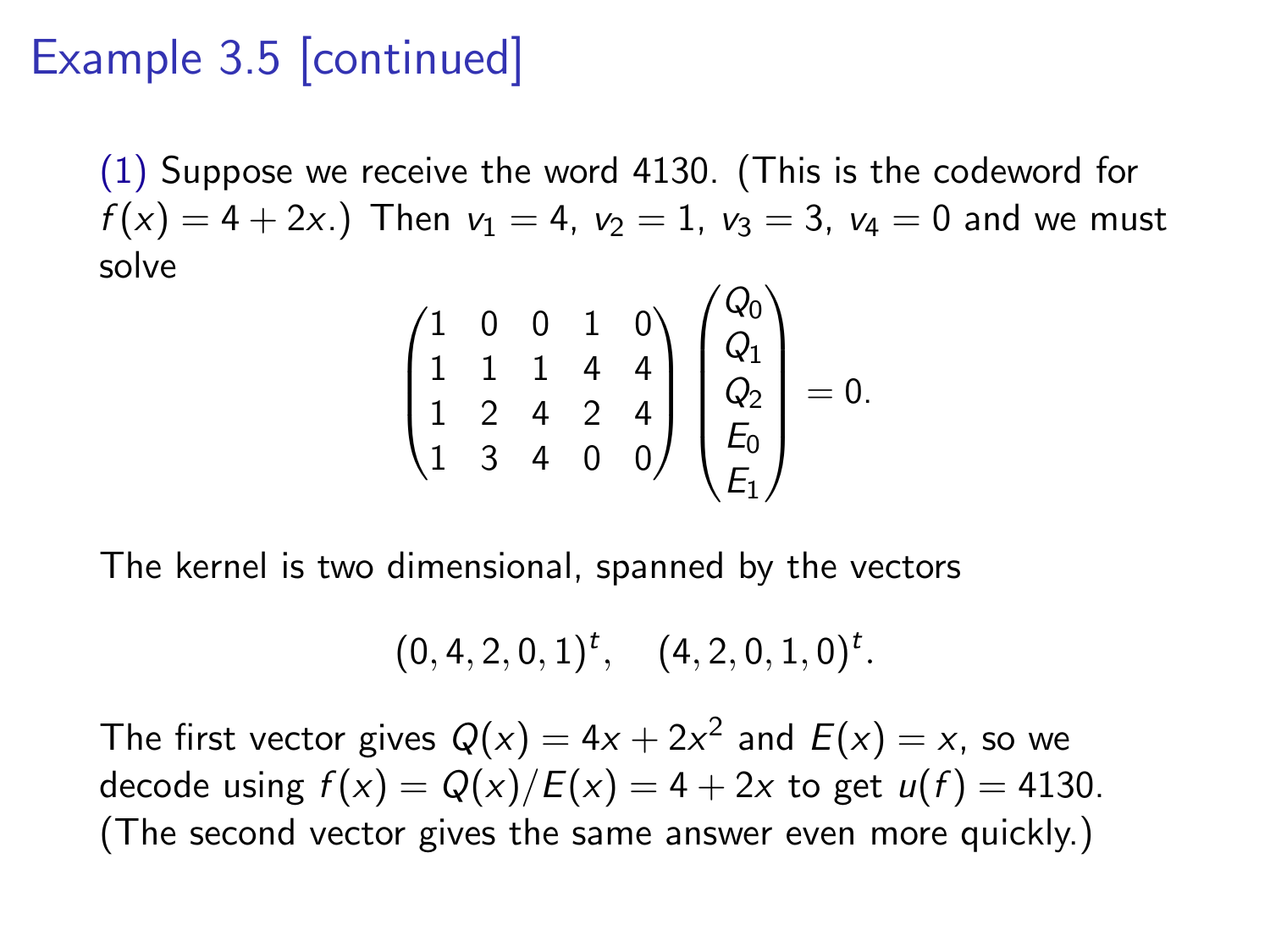# Example 3.5 [continued]

(1) Suppose we receive the word 4130. (This is the codeword for $f(x) = 4 + 2x$.) Then $v_1 = 4$, $v_2 = 1$, $v_3 = 3$, $v_4 = 0$ and we must solve

$$\begin{pmatrix} 1 & 0 & 0 & 1 & 0 \\ 1 & 1 & 1 & 4 & 4 \\ 1 & 2 & 4 & 2 & 4 \\ 1 & 3 & 4 & 0 & 0 \end{pmatrix} \begin{pmatrix} Q_0 \\ Q_1 \\ Q_2 \\ E_0 \\ E_1 \end{pmatrix} = 0.$$

The kernel is two dimensional, spanned by the vectors

$$(0, 4, 2, 0, 1)^t, \quad (4, 2, 0, 1, 0)^t.$$

The first vector gives $Q(x) = 4x + 2x^2$ and $E(x) = x$, so we decode using $f(x) = Q(x)/E(x) = 4 + 2x$ to get $u(f) = 4130$. (The second vector gives the same answer even more quickly.)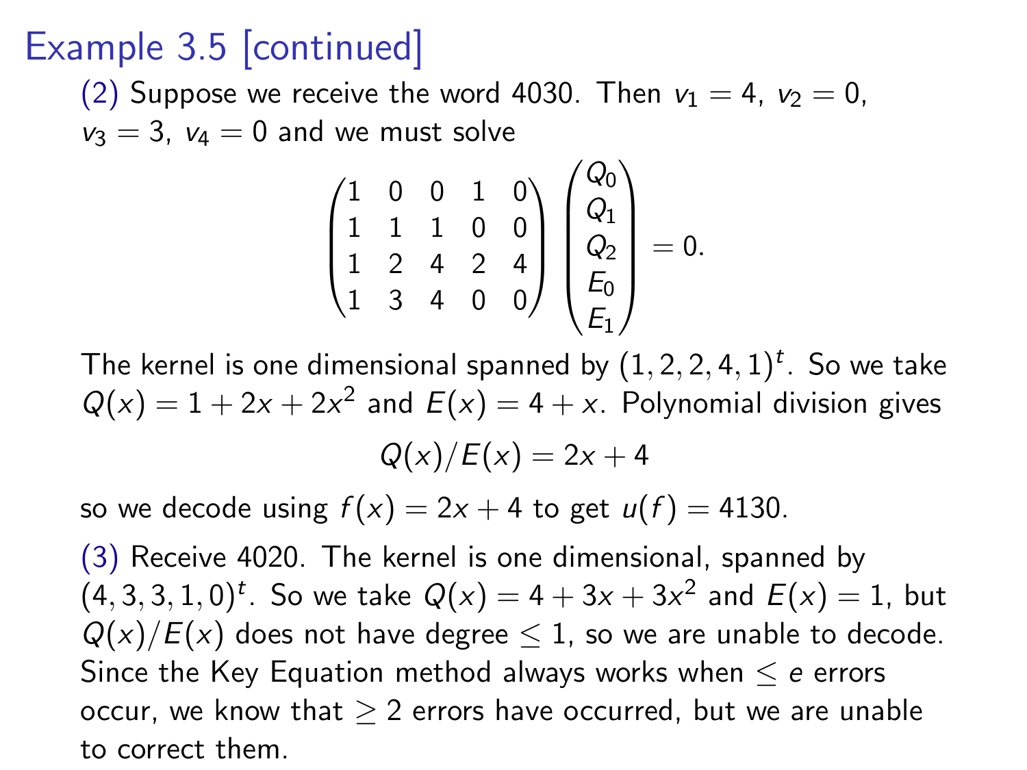# Example 3.5 [continued]

(2) Suppose we receive the word 4030. Then $v_1 = 4$, $v_2 = 0$, $v_3 = 3$, $v_4 = 0$ and we must solve

$$\begin{pmatrix} 1 & 0 & 0 & 1 & 0 \\ 1 & 1 & 1 & 0 & 0 \\ 1 & 2 & 4 & 2 & 4 \\ 1 & 3 & 4 & 0 & 0 \end{pmatrix} \begin{pmatrix} Q_0 \\ Q_1 \\ Q_2 \\ E_0 \\ E_1 \end{pmatrix} = 0.$$

The kernel is one dimensional spanned by $(1, 2, 2, 4, 1)^t$. So we take $Q(x) = 1 + 2x + 2x^2$ and $E(x) = 4 + x$. Polynomial division gives

$$Q(x)/E(x) = 2x + 4$$

so we decode using $f(x) = 2x + 4$ to get $u(f) = 4130$.

(3) Receive 4020. The kernel is one dimensional, spanned by $(4, 3, 3, 1, 0)^t$. So we take $Q(x) = 4 + 3x + 3x^2$ and $E(x) = 1$, but $Q(x)/E(x)$ does not have degree $\leq 1$, so we are unable to decode. Since the Key Equation method always works when $\leq e$ errors occur, we know that $\geq 2$ errors have occurred, but we are unable to correct them.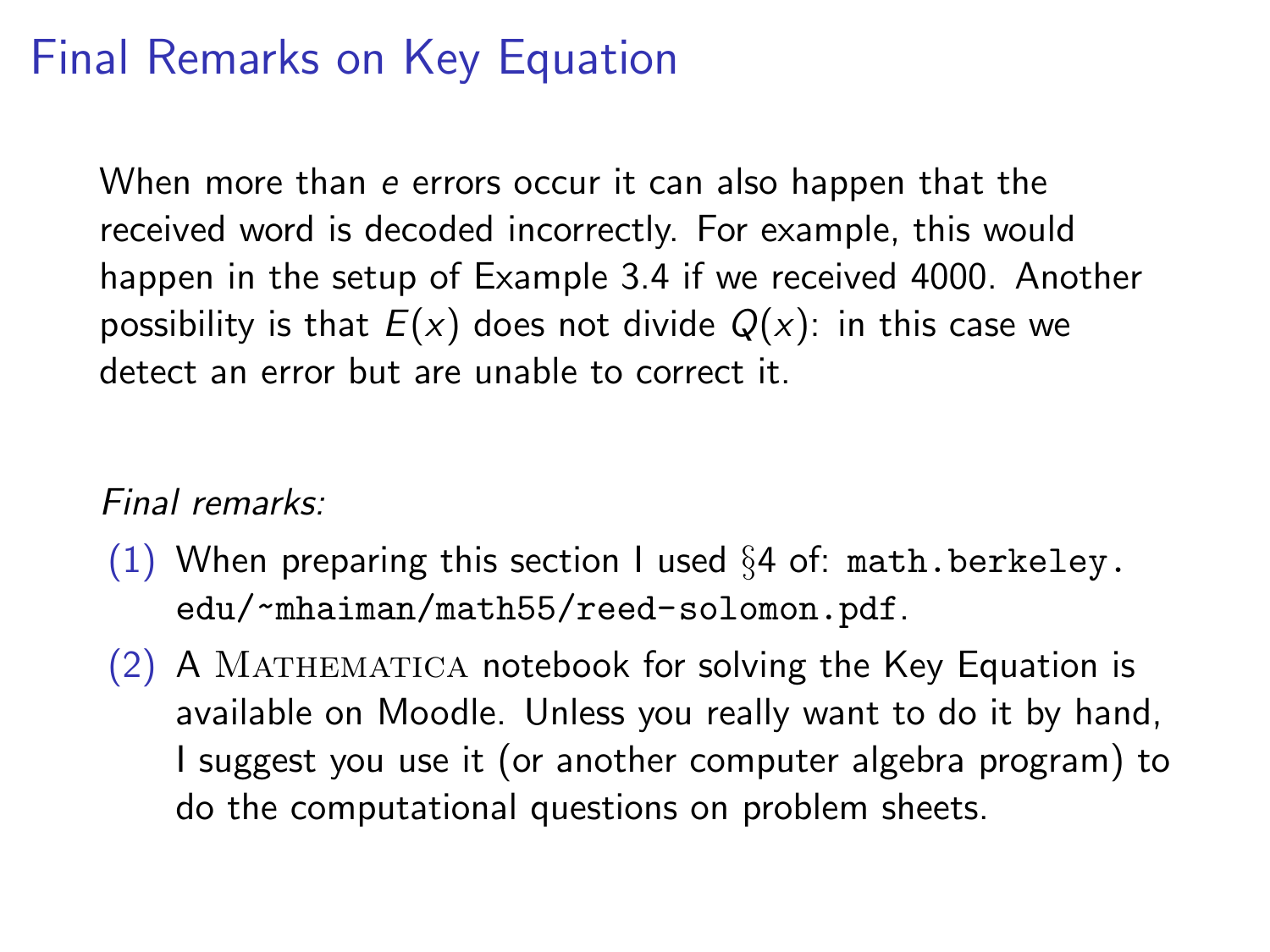# Final Remarks on Key Equation

When more than $e$ errors occur it can also happen that the received word is decoded incorrectly. For example, this would happen in the setup of Example 3.4 if we received 4000. Another possibility is that $E(x)$ does not divide $Q(x)$: in this case we detect an error but are unable to correct it.

*Final remarks:*

(1) When preparing this section I used §4 of: `math.berkeley.edu/~mhaiman/math55/reed-solomon.pdf`.

(2) A Mathematica notebook for solving the Key Equation is available on Moodle. Unless you really want to do it by hand, I suggest you use it (or another computer algebra program) to do the computational questions on problem sheets.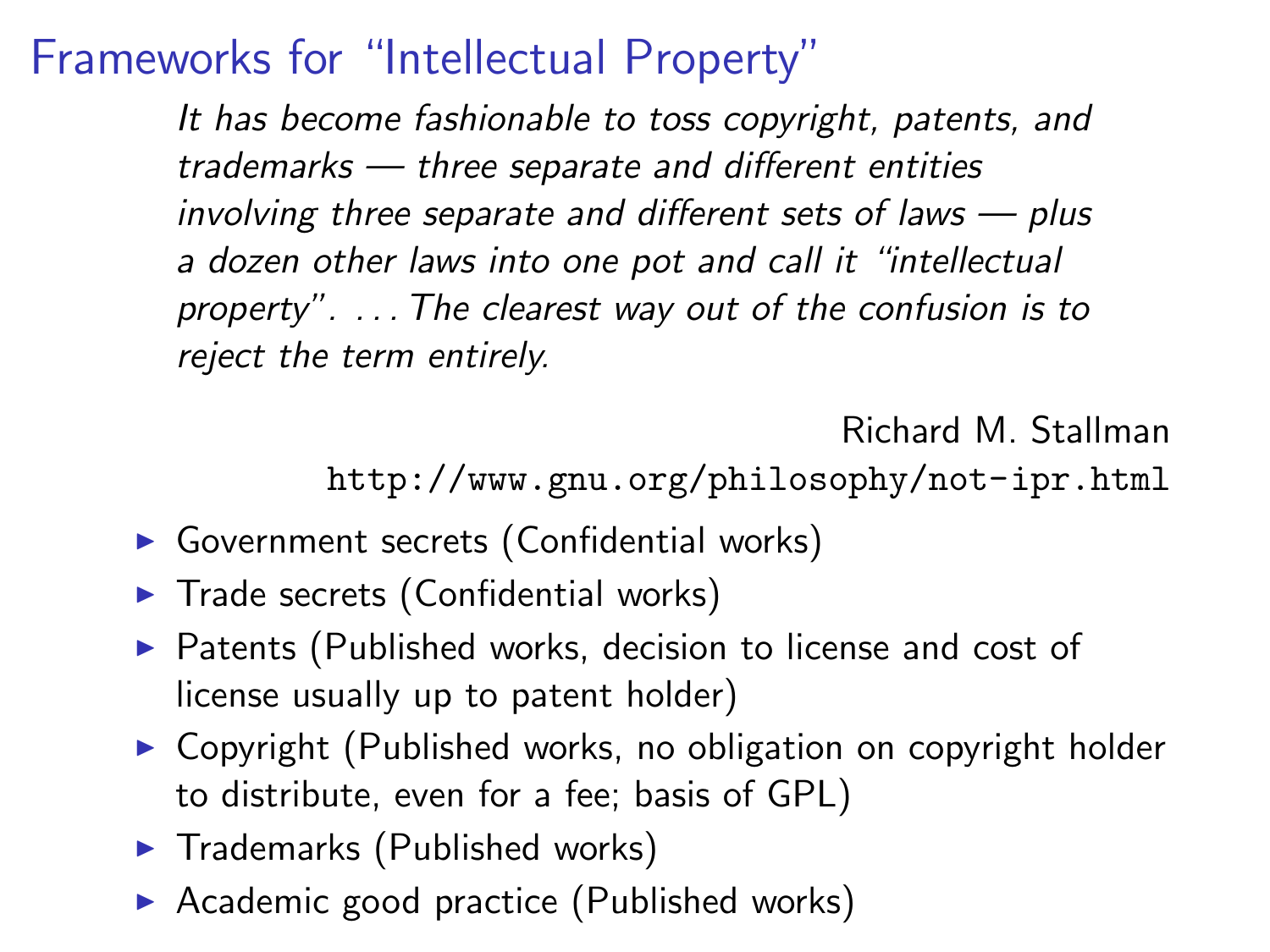# Frameworks for “Intellectual Property”

> *It has become fashionable to toss copyright, patents, and trademarks — three separate and different entities involving three separate and different sets of laws — plus a dozen other laws into one pot and call it “intellectual property”. . . . The clearest way out of the confusion is to reject the term entirely.*
>
> Richard M. Stallman
> `http://www.gnu.org/philosophy/not-ipr.html`

- Government secrets (Confidential works)
- Trade secrets (Confidential works)
- Patents (Published works, decision to license and cost of license usually up to patent holder)
- Copyright (Published works, no obligation on copyright holder to distribute, even for a fee; basis of GPL)
- Trademarks (Published works)
- Academic good practice (Published works)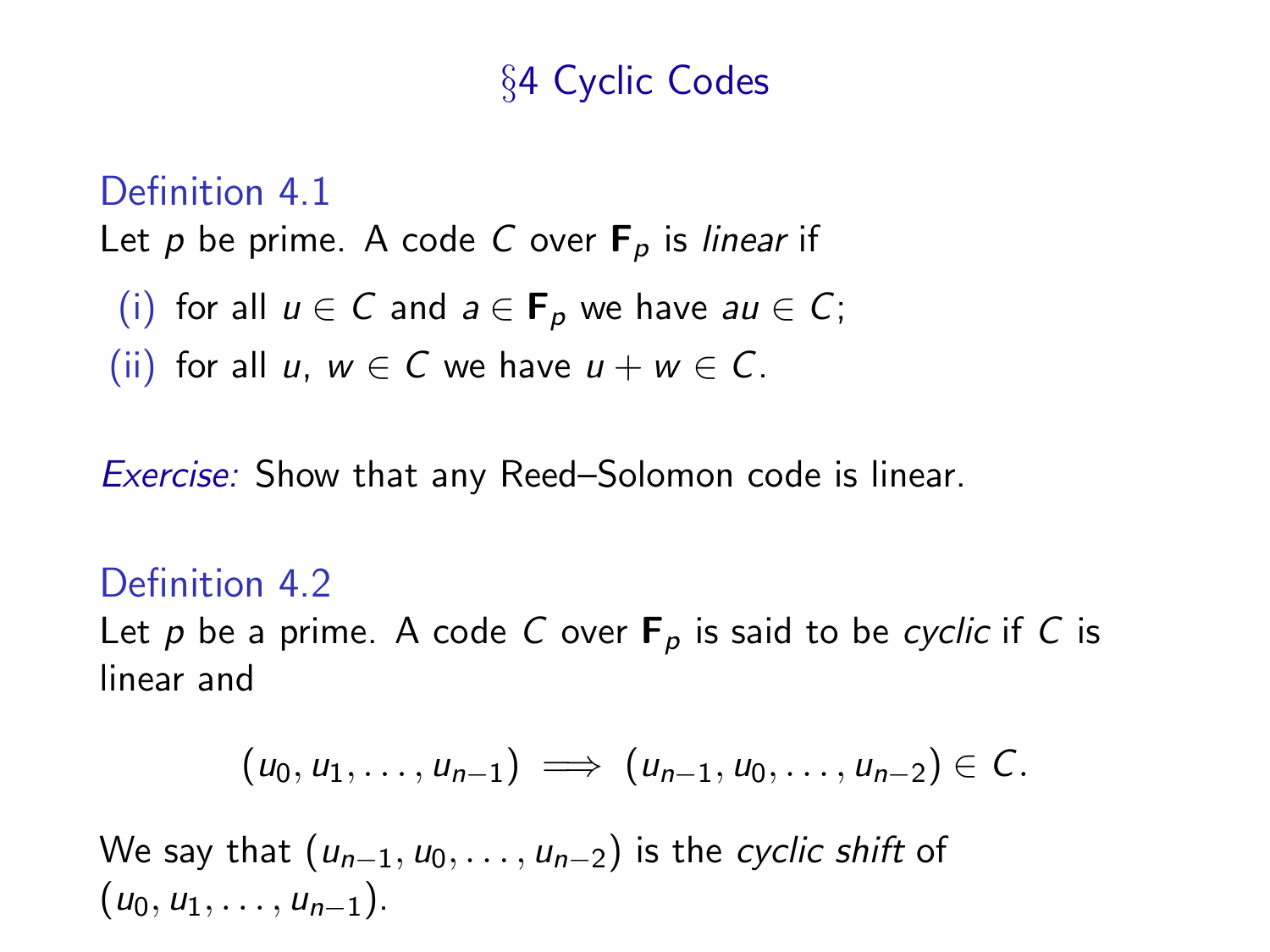# §4 Cyclic Codes

### Definition 4.1

Let $p$ be prime. A code $C$ over $\mathbf{F}_p$ is *linear* if

(i) for all $u \in C$ and $a \in \mathbf{F}_p$ we have $au \in C$;

(ii) for all $u$, $w \in C$ we have $u + w \in C$.

*Exercise:* Show that any Reed–Solomon code is linear.

### Definition 4.2

Let $p$ be a prime. A code $C$ over $\mathbf{F}_p$ is said to be *cyclic* if $C$ is linear and

$$(u_0, u_1, \ldots, u_{n-1}) \implies (u_{n-1}, u_0, \ldots, u_{n-2}) \in C.$$

We say that $(u_{n-1}, u_0, \ldots, u_{n-2})$ is the *cyclic shift* of $(u_0, u_1, \ldots, u_{n-1})$.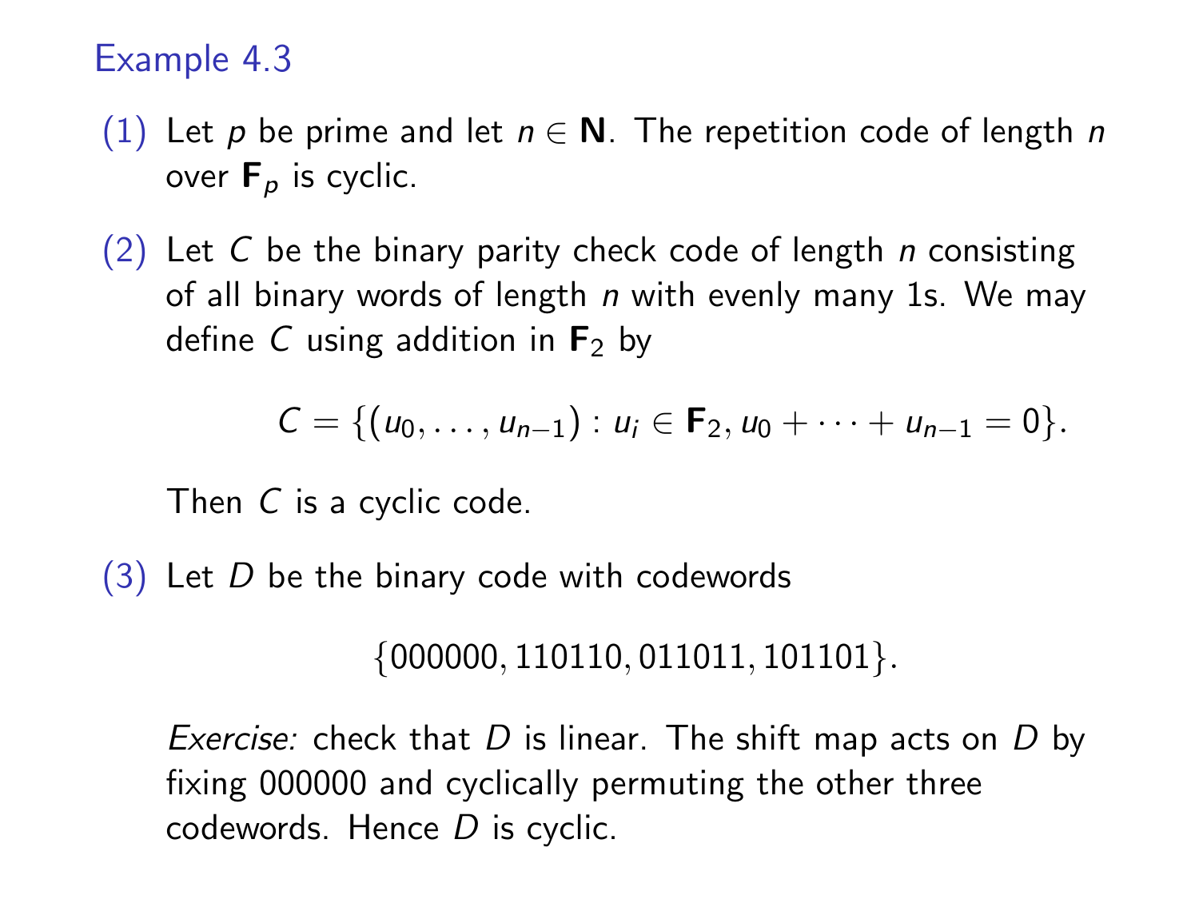## Example 4.3

(1) Let $p$ be prime and let $n \in \mathbf{N}$. The repetition code of length $n$ over $\mathbf{F}_p$ is cyclic.

(2) Let $C$ be the binary parity check code of length $n$ consisting of all binary words of length $n$ with evenly many 1s. We may define $C$ using addition in $\mathbf{F}_2$ by

$$C = \{(u_0, \ldots, u_{n-1}) : u_i \in \mathbf{F}_2, u_0 + \cdots + u_{n-1} = 0\}.$$

Then $C$ is a cyclic code.

(3) Let $D$ be the binary code with codewords

$$\{000000, 110110, 011011, 101101\}.$$

*Exercise:* check that $D$ is linear. The shift map acts on $D$ by fixing 000000 and cyclically permuting the other three codewords. Hence $D$ is cyclic.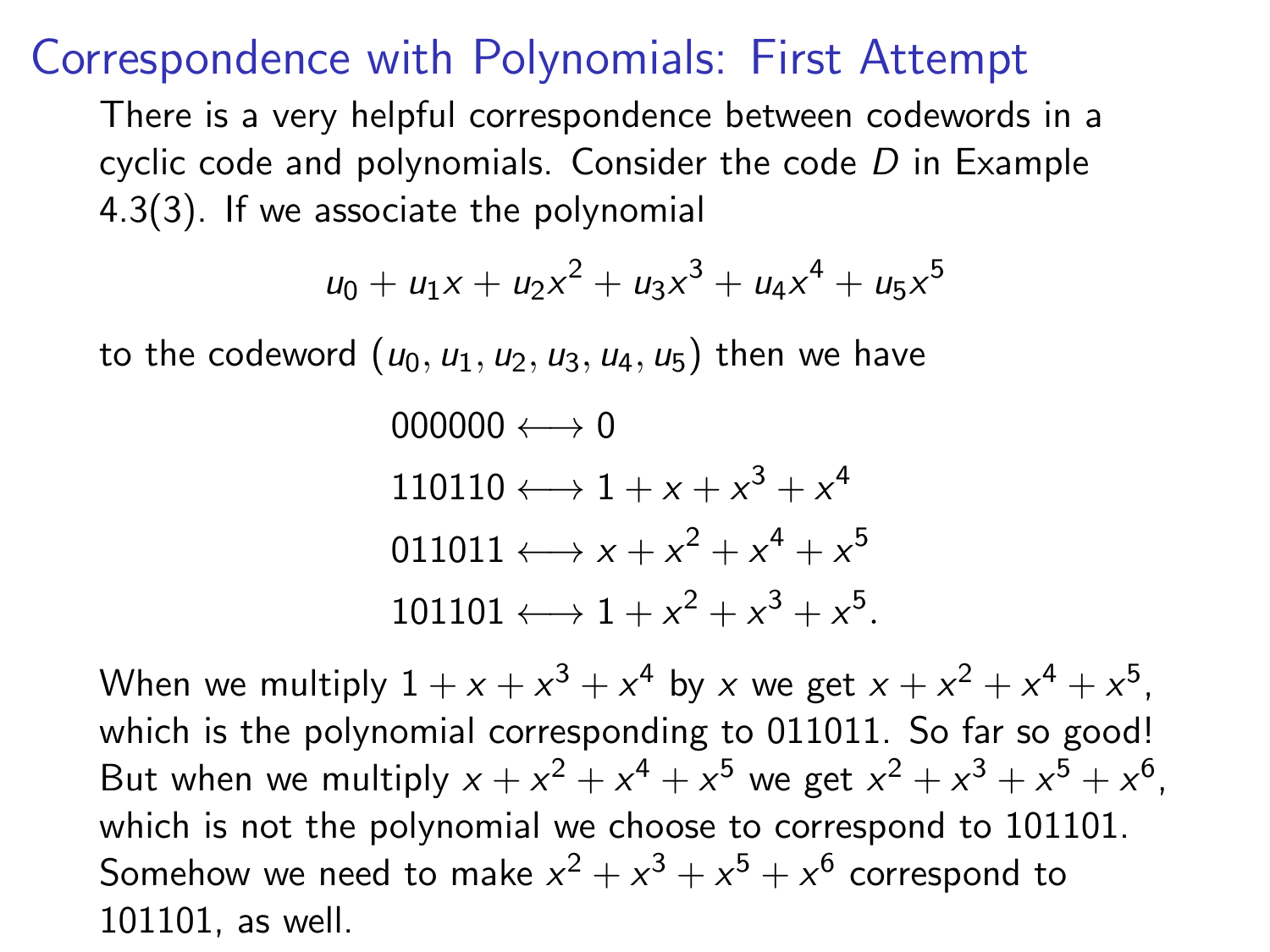# Correspondence with Polynomials: First Attempt

There is a very helpful correspondence between codewords in a cyclic code and polynomials. Consider the code $D$ in Example 4.3(3). If we associate the polynomial

$$u_0 + u_1 x + u_2 x^2 + u_3 x^3 + u_4 x^4 + u_5 x^5$$

to the codeword $(u_0, u_1, u_2, u_3, u_4, u_5)$ then we have

$$\begin{aligned}
000000 &\longleftrightarrow 0 \\
110110 &\longleftrightarrow 1 + x + x^3 + x^4 \\
011011 &\longleftrightarrow x + x^2 + x^4 + x^5 \\
101101 &\longleftrightarrow 1 + x^2 + x^3 + x^5.
\end{aligned}$$

When we multiply $1 + x + x^3 + x^4$ by $x$ we get $x + x^2 + x^4 + x^5$, which is the polynomial corresponding to 011011. So far so good! But when we multiply $x + x^2 + x^4 + x^5$ we get $x^2 + x^3 + x^5 + x^6$, which is not the polynomial we choose to correspond to 101101. Somehow we need to make $x^2 + x^3 + x^5 + x^6$ correspond to 101101, as well.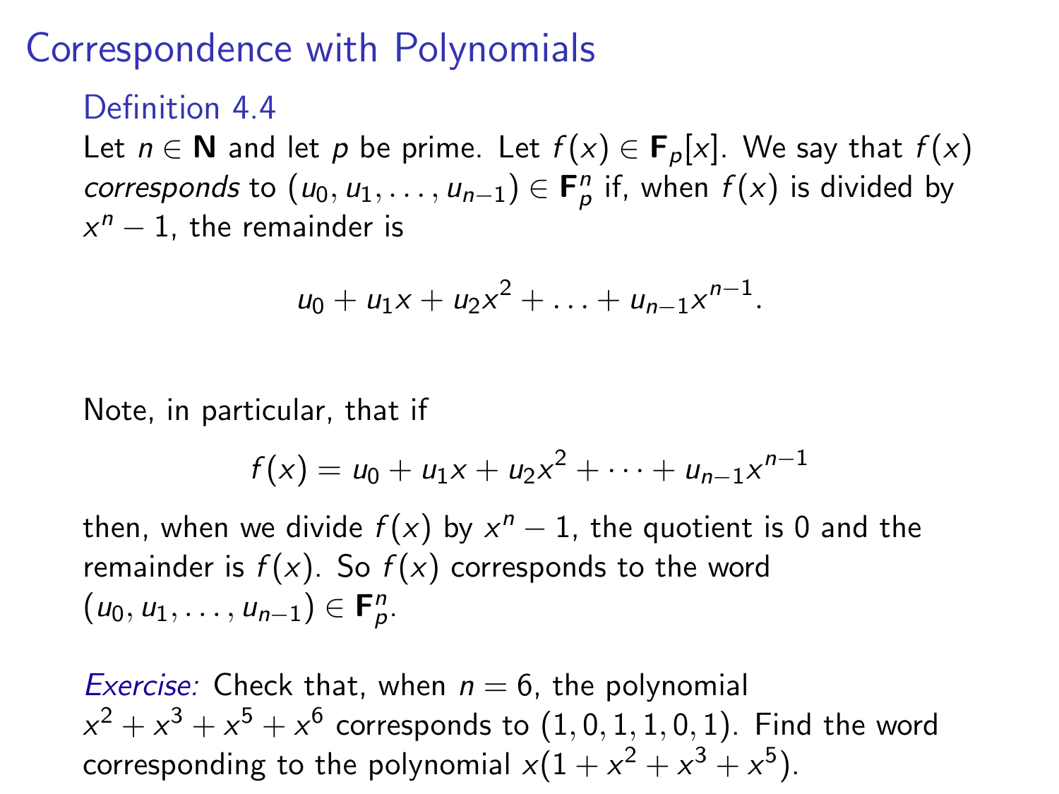# Correspondence with Polynomials

### Definition 4.4

Let $n \in \mathbf{N}$ and let $p$ be prime. Let $f(x) \in \mathbf{F}_p[x]$. We say that $f(x)$ *corresponds* to $(u_0, u_1, \ldots, u_{n-1}) \in \mathbf{F}_p^n$ if, when $f(x)$ is divided by $x^n - 1$, the remainder is

$$u_0 + u_1 x + u_2 x^2 + \ldots + u_{n-1} x^{n-1}.$$

Note, in particular, that if

$$f(x) = u_0 + u_1 x + u_2 x^2 + \cdots + u_{n-1} x^{n-1}$$

then, when we divide $f(x)$ by $x^n - 1$, the quotient is 0 and the remainder is $f(x)$. So $f(x)$ corresponds to the word $(u_0, u_1, \ldots, u_{n-1}) \in \mathbf{F}_p^n$.

*Exercise:* Check that, when $n = 6$, the polynomial $x^2 + x^3 + x^5 + x^6$ corresponds to $(1, 0, 1, 1, 0, 1)$. Find the word corresponding to the polynomial $x(1 + x^2 + x^3 + x^5)$.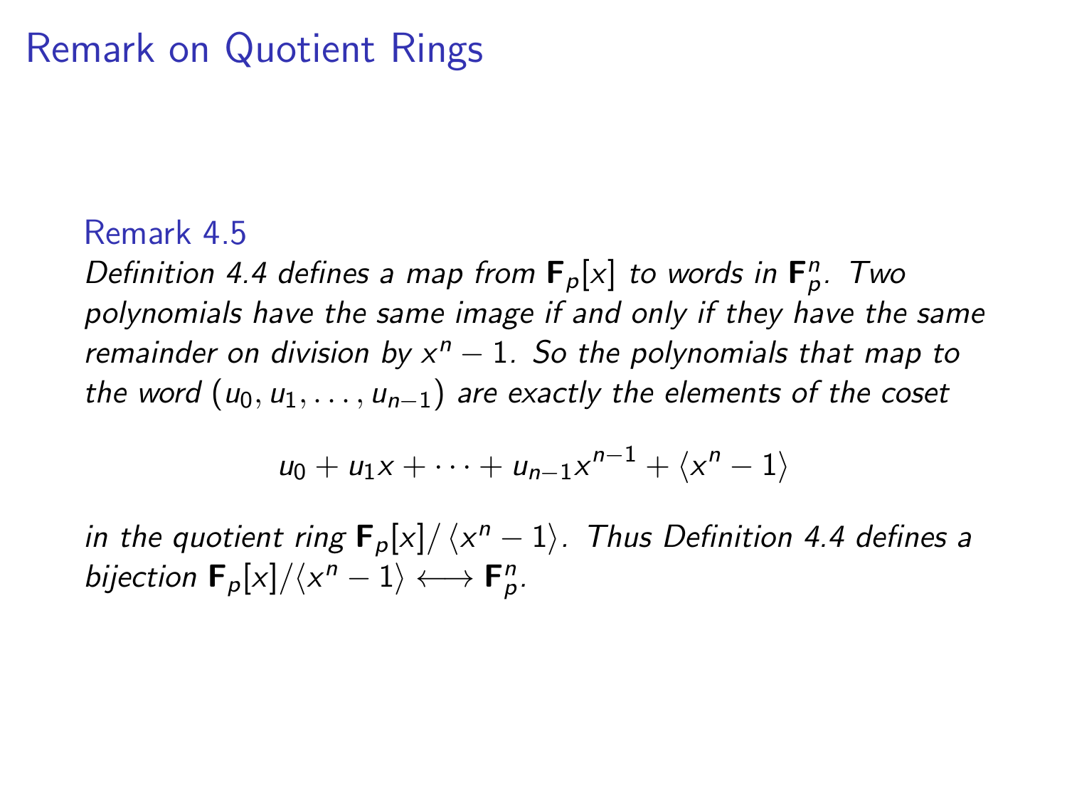# Remark on Quotient Rings

### Remark 4.5

*Definition 4.4 defines a map from $\mathbf{F}_p[x]$ to words in $\mathbf{F}_p^n$. Two polynomials have the same image if and only if they have the same remainder on division by $x^n - 1$. So the polynomials that map to the word $(u_0, u_1, \ldots, u_{n-1})$ are exactly the elements of the coset*

$$u_0 + u_1 x + \cdots + u_{n-1} x^{n-1} + \langle x^n - 1 \rangle$$

*in the quotient ring $\mathbf{F}_p[x]/\langle x^n - 1 \rangle$. Thus Definition 4.4 defines a bijection $\mathbf{F}_p[x]/\langle x^n - 1 \rangle \longleftrightarrow \mathbf{F}_p^n$.*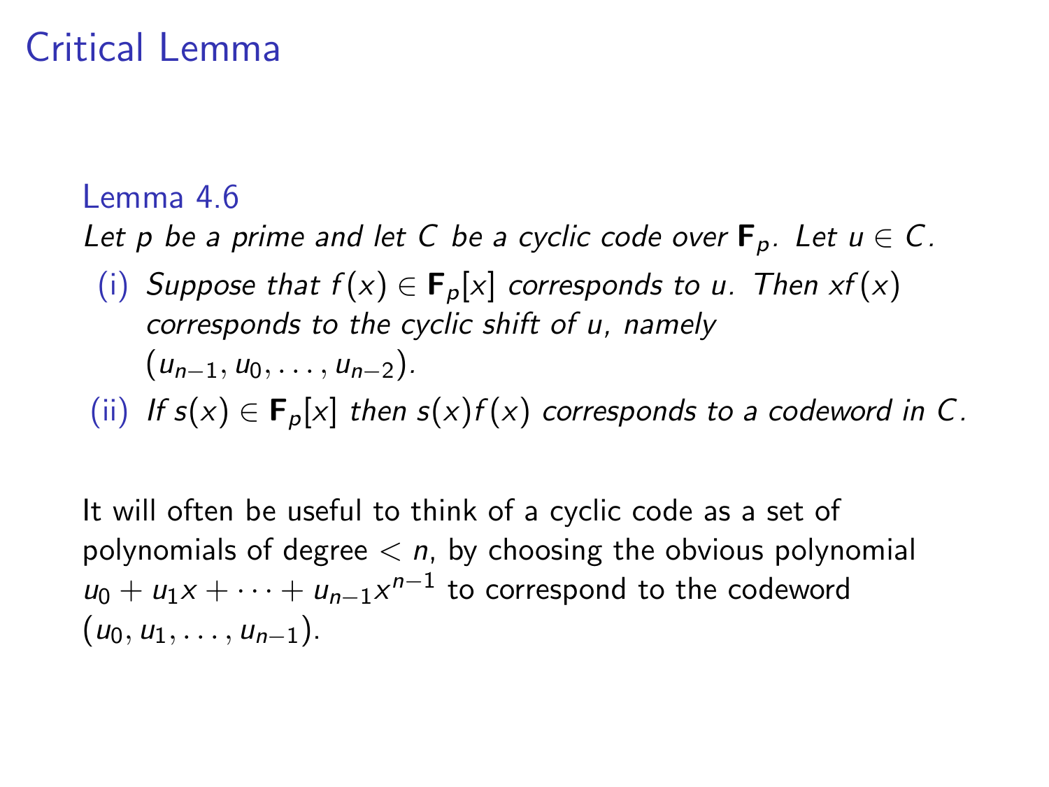# Critical Lemma

**Lemma 4.6**

*Let $p$ be a prime and let $C$ be a cyclic code over $\mathbf{F}_p$. Let $u \in C$.*

(i) *Suppose that $f(x) \in \mathbf{F}_p[x]$ corresponds to $u$. Then $xf(x)$ corresponds to the cyclic shift of $u$, namely $(u_{n-1}, u_0, \ldots, u_{n-2})$.*

(ii) *If $s(x) \in \mathbf{F}_p[x]$ then $s(x)f(x)$ corresponds to a codeword in $C$.*

It will often be useful to think of a cyclic code as a set of polynomials of degree $< n$, by choosing the obvious polynomial $u_0 + u_1 x + \cdots + u_{n-1}x^{n-1}$ to correspond to the codeword $(u_0, u_1, \ldots, u_{n-1})$.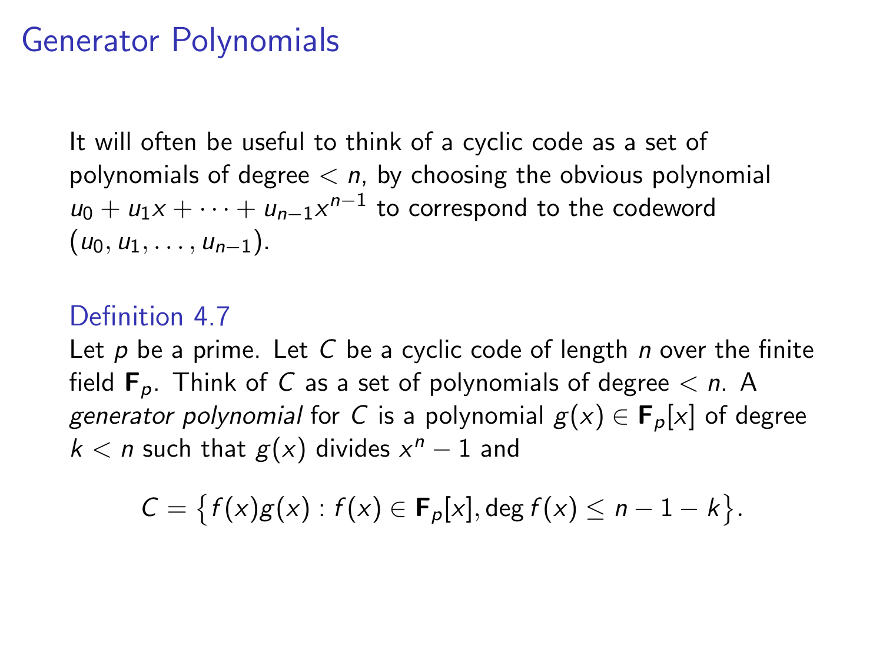# Generator Polynomials

It will often be useful to think of a cyclic code as a set of polynomials of degree $< n$, by choosing the obvious polynomial $u_0 + u_1 x + \cdots + u_{n-1}x^{n-1}$ to correspond to the codeword $(u_0, u_1, \ldots, u_{n-1})$.

### Definition 4.7

Let $p$ be a prime. Let $C$ be a cyclic code of length $n$ over the finite field $\mathbf{F}_p$. Think of $C$ as a set of polynomials of degree $< n$. A *generator polynomial* for $C$ is a polynomial $g(x) \in \mathbf{F}_p[x]$ of degree $k < n$ such that $g(x)$ divides $x^n - 1$ and

$$C = \{ f(x)g(x) : f(x) \in \mathbf{F}_p[x], \deg f(x) \leq n - 1 - k \}.$$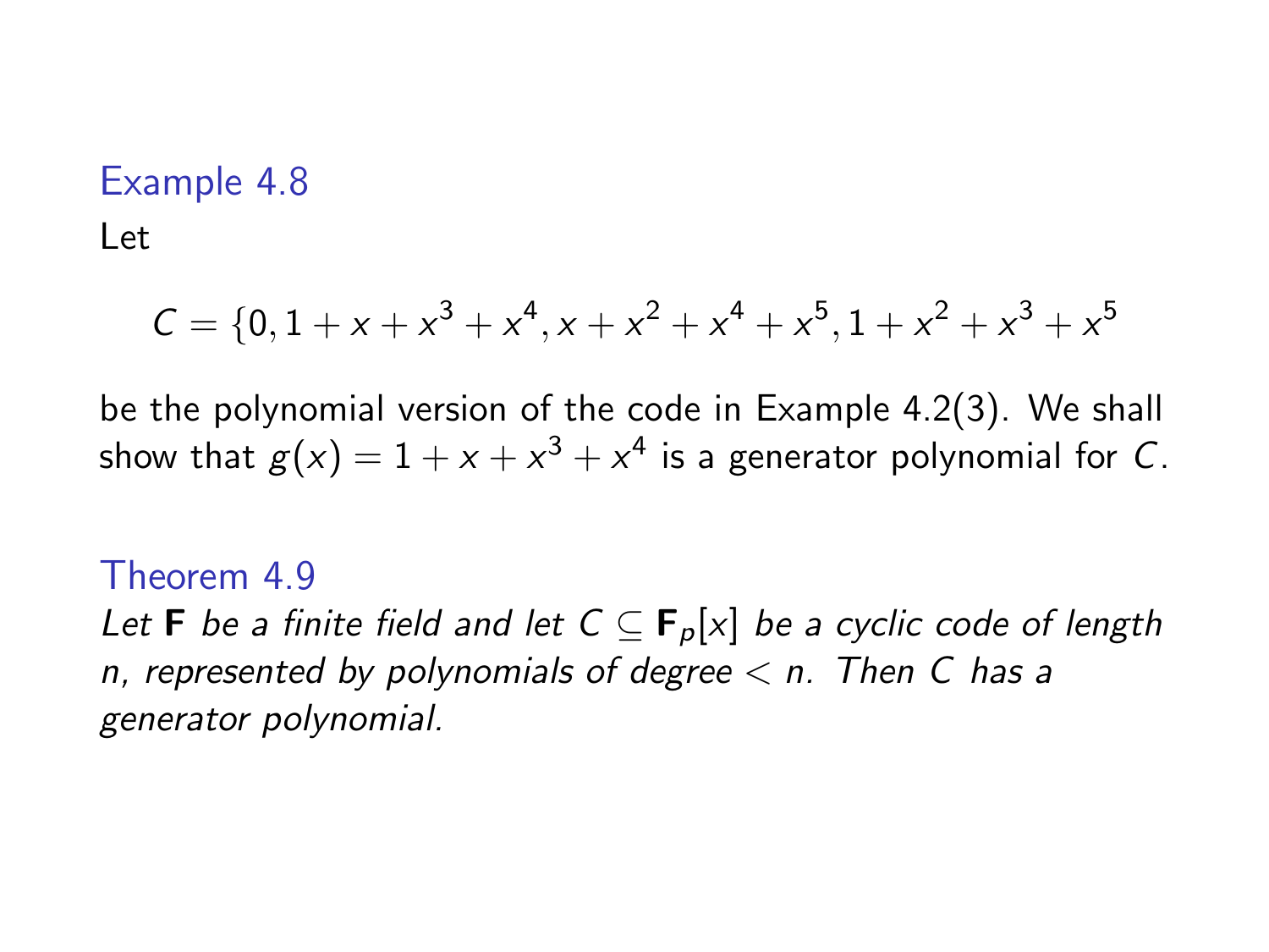### Example 4.8

Let

$$C = \{0, 1 + x + x^3 + x^4, x + x^2 + x^4 + x^5, 1 + x^2 + x^3 + x^5$$

be the polynomial version of the code in Example 4.2(3). We shall show that $g(x) = 1 + x + x^3 + x^4$ is a generator polynomial for $C$.

### Theorem 4.9

*Let $\mathbf{F}$ be a finite field and let $C \subseteq \mathbf{F}_p[x]$ be a cyclic code of length $n$, represented by polynomials of degree $< n$. Then $C$ has a generator polynomial.*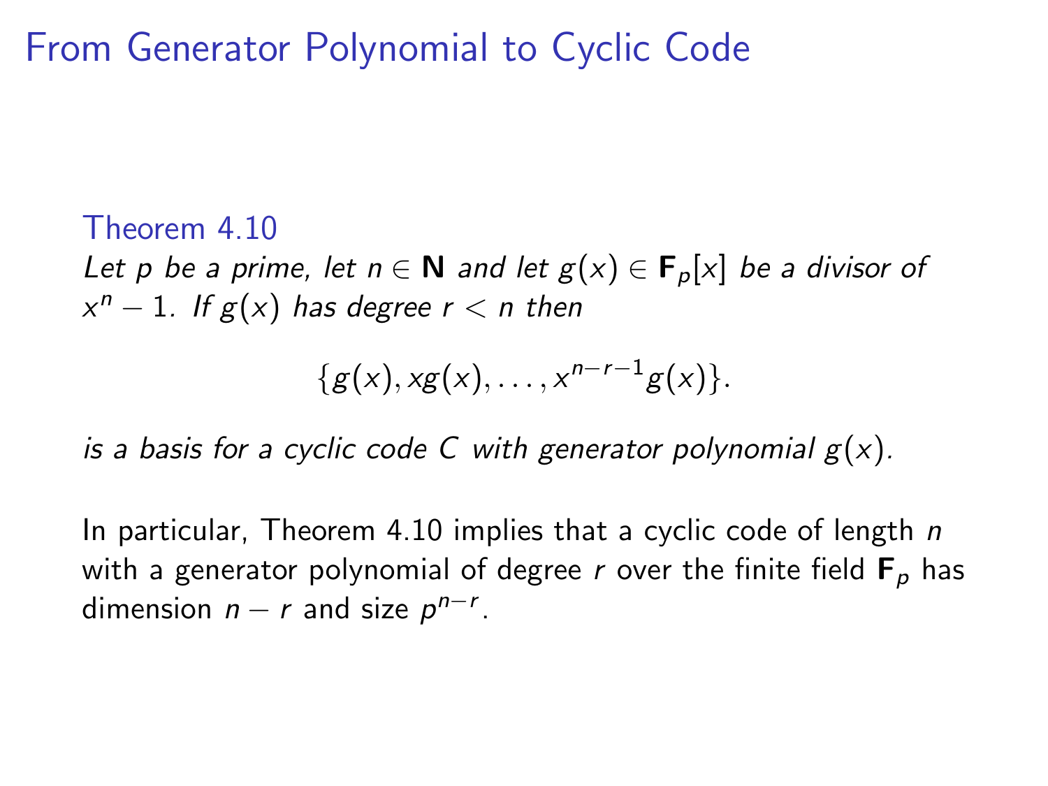# From Generator Polynomial to Cyclic Code

**Theorem 4.10**

*Let $p$ be a prime, let $n \in \mathbf{N}$ and let $g(x) \in \mathbf{F}_p[x]$ be a divisor of $x^n - 1$. If $g(x)$ has degree $r < n$ then*

$$\{g(x), xg(x), \ldots, x^{n-r-1}g(x)\}.$$

*is a basis for a cyclic code $C$ with generator polynomial $g(x)$.*

In particular, Theorem 4.10 implies that a cyclic code of length $n$ with a generator polynomial of degree $r$ over the finite field $\mathbf{F}_p$ has dimension $n - r$ and size $p^{n-r}$.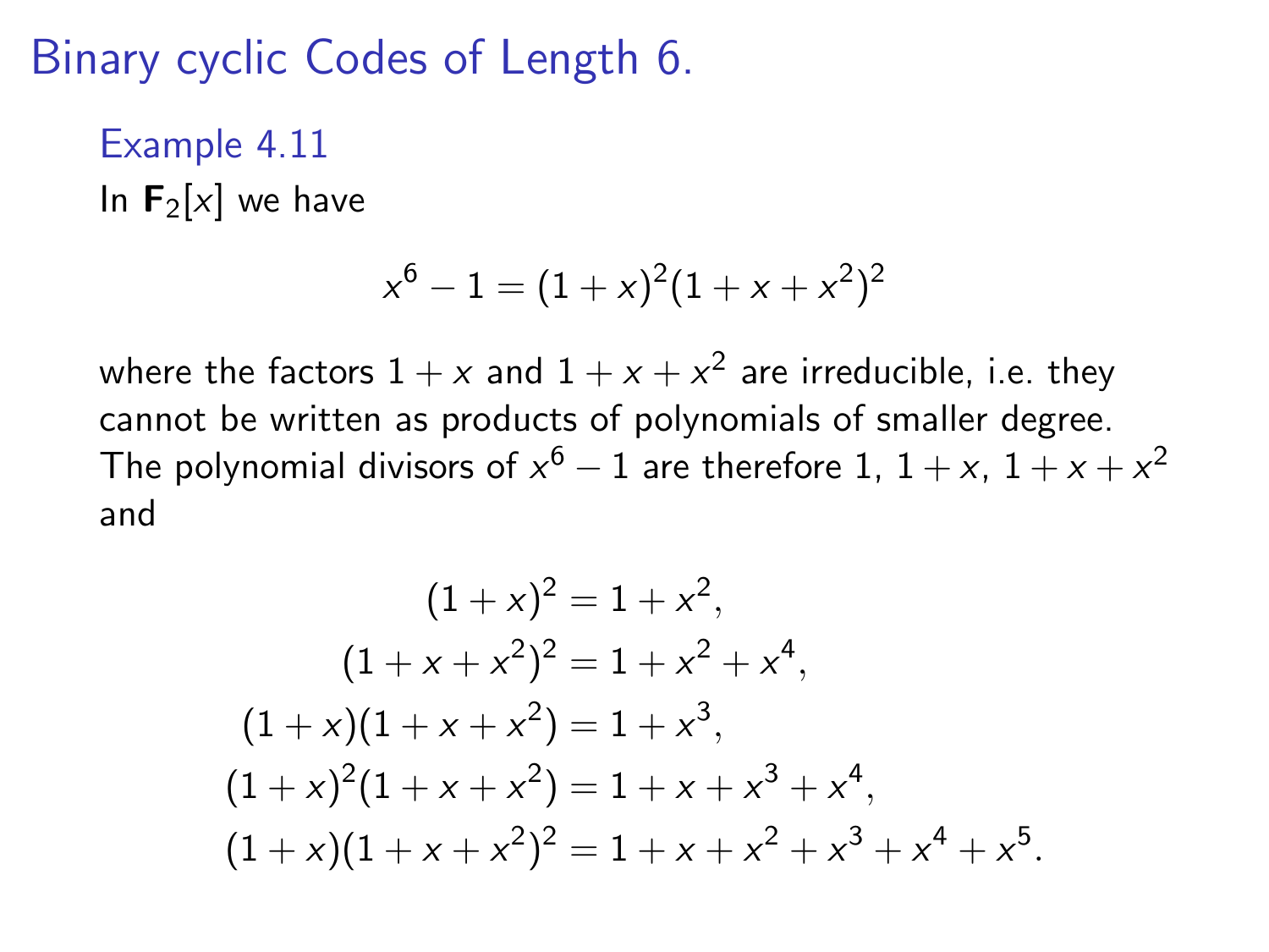# Binary cyclic Codes of Length 6.

## Example 4.11

In $\mathbf{F}_2[x]$ we have

$$x^6 - 1 = (1+x)^2(1+x+x^2)^2$$

where the factors $1+x$ and $1+x+x^2$ are irreducible, i.e. they cannot be written as products of polynomials of smaller degree. The polynomial divisors of $x^6 - 1$ are therefore $1$, $1+x$, $1+x+x^2$ and

$$\begin{aligned}
(1+x)^2 &= 1+x^2, \\
(1+x+x^2)^2 &= 1+x^2+x^4, \\
(1+x)(1+x+x^2) &= 1+x^3, \\
(1+x)^2(1+x+x^2) &= 1+x+x^3+x^4, \\
(1+x)(1+x+x^2)^2 &= 1+x+x^2+x^3+x^4+x^5.
\end{aligned}$$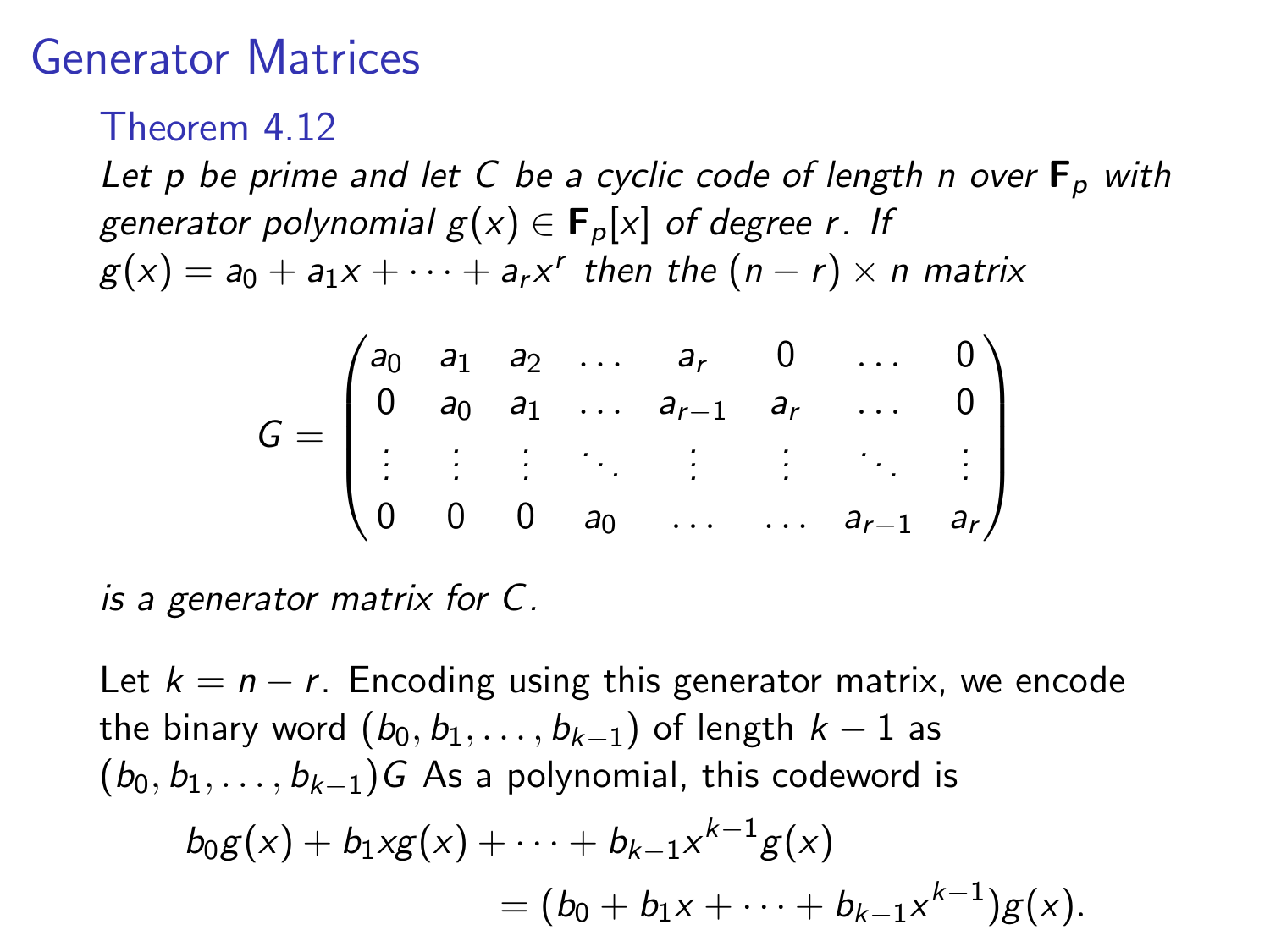# Generator Matrices

## Theorem 4.12

*Let $p$ be prime and let $C$ be a cyclic code of length $n$ over $\mathbf{F}_p$ with generator polynomial $g(x) \in \mathbf{F}_p[x]$ of degree $r$. If $g(x) = a_0 + a_1 x + \cdots + a_r x^r$ then the $(n-r) \times n$ matrix*

$$G = \begin{pmatrix} a_0 & a_1 & a_2 & \dots & a_r & 0 & \dots & 0 \\ 0 & a_0 & a_1 & \dots & a_{r-1} & a_r & \dots & 0 \\ \vdots & \vdots & \vdots & \ddots & \vdots & \vdots & \ddots & \vdots \\ 0 & 0 & 0 & a_0 & \dots & \dots & a_{r-1} & a_r \end{pmatrix}$$

*is a generator matrix for $C$.*

Let $k = n - r$. Encoding using this generator matrix, we encode the binary word $(b_0, b_1, \dots, b_{k-1})$ of length $k-1$ as $(b_0, b_1, \dots, b_{k-1})G$ As a polynomial, this codeword is

$$\begin{aligned} b_0 g(x) + b_1 x g(x) + \cdots + b_{k-1} x^{k-1} g(x) \\ = (b_0 + b_1 x + \cdots + b_{k-1} x^{k-1}) g(x). \end{aligned}$$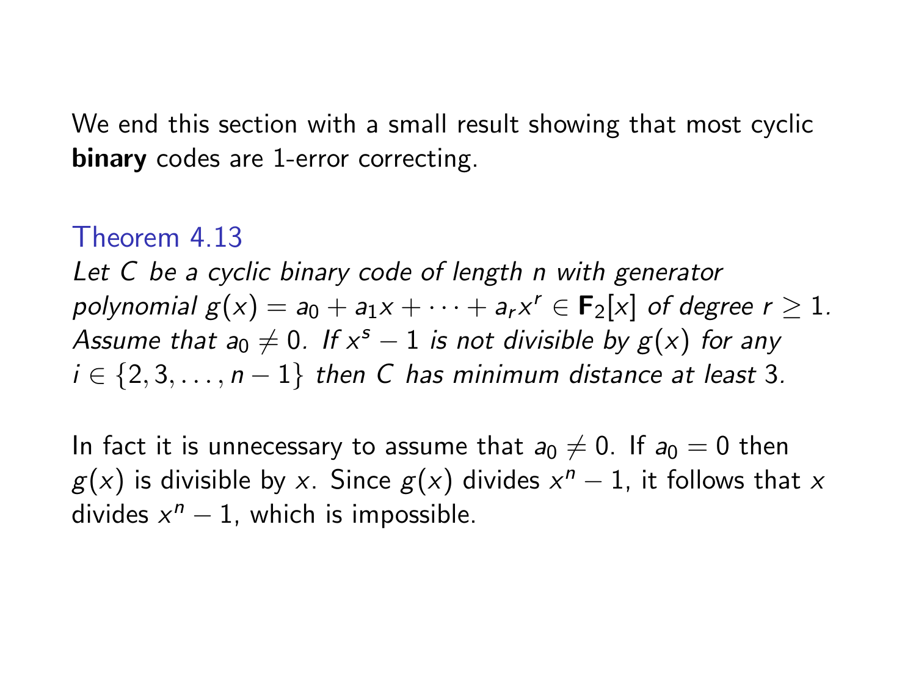We end this section with a small result showing that most cyclic **binary** codes are 1-error correcting.

**Theorem 4.13**

*Let $C$ be a cyclic binary code of length $n$ with generator polynomial $g(x) = a_0 + a_1 x + \cdots + a_r x^r \in \mathbf{F}_2[x]$ of degree $r \geq 1$. Assume that $a_0 \neq 0$. If $x^s - 1$ is not divisible by $g(x)$ for any $i \in \{2, 3, \ldots, n-1\}$ then $C$ has minimum distance at least 3.*

In fact it is unnecessary to assume that $a_0 \neq 0$. If $a_0 = 0$ then $g(x)$ is divisible by $x$. Since $g(x)$ divides $x^n - 1$, it follows that $x$ divides $x^n - 1$, which is impossible.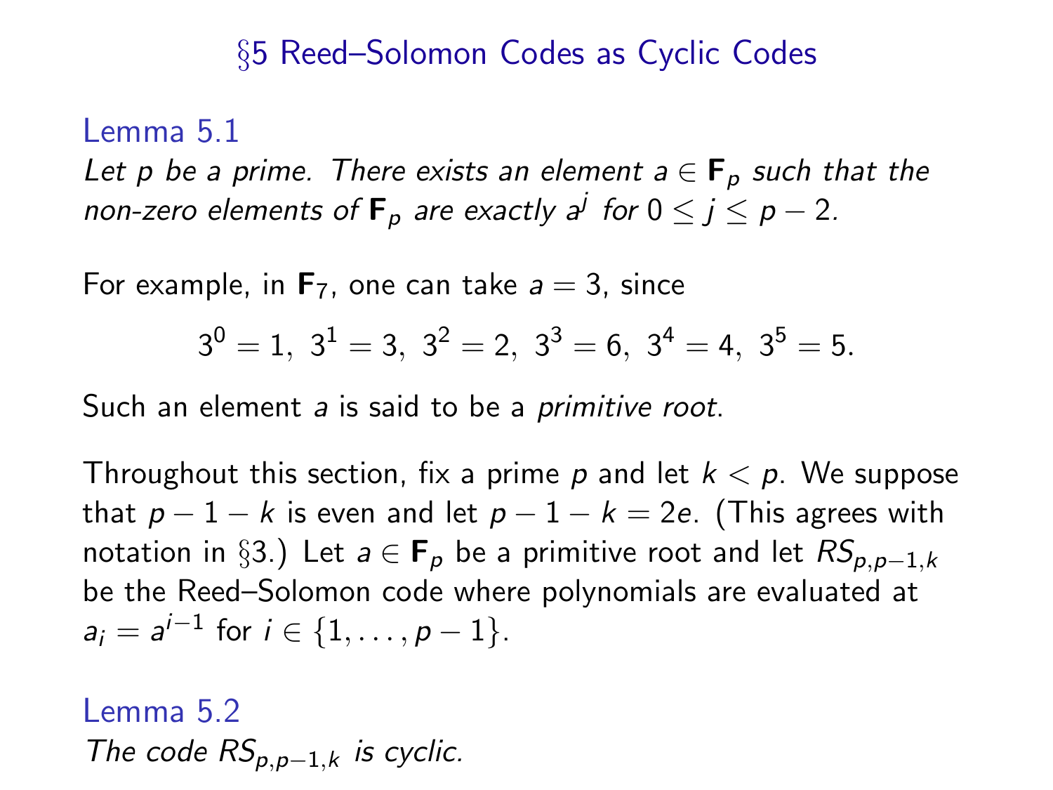## §5 Reed–Solomon Codes as Cyclic Codes

**Lemma 5.1**

*Let $p$ be a prime. There exists an element $a \in \mathbf{F}_p$ such that the non-zero elements of $\mathbf{F}_p$ are exactly $a^j$ for $0 \leq j \leq p-2$.*

For example, in $\mathbf{F}_7$, one can take $a = 3$, since

$$3^0 = 1,\ 3^1 = 3,\ 3^2 = 2,\ 3^3 = 6,\ 3^4 = 4,\ 3^5 = 5.$$

Such an element $a$ is said to be a *primitive root*.

Throughout this section, fix a prime $p$ and let $k < p$. We suppose that $p - 1 - k$ is even and let $p - 1 - k = 2e$. (This agrees with notation in §3.) Let $a \in \mathbf{F}_p$ be a primitive root and let $RS_{p,p-1,k}$ be the Reed–Solomon code where polynomials are evaluated at $a_i = a^{i-1}$ for $i \in \{1, \ldots, p-1\}$.

**Lemma 5.2**

*The code $RS_{p,p-1,k}$ is cyclic.*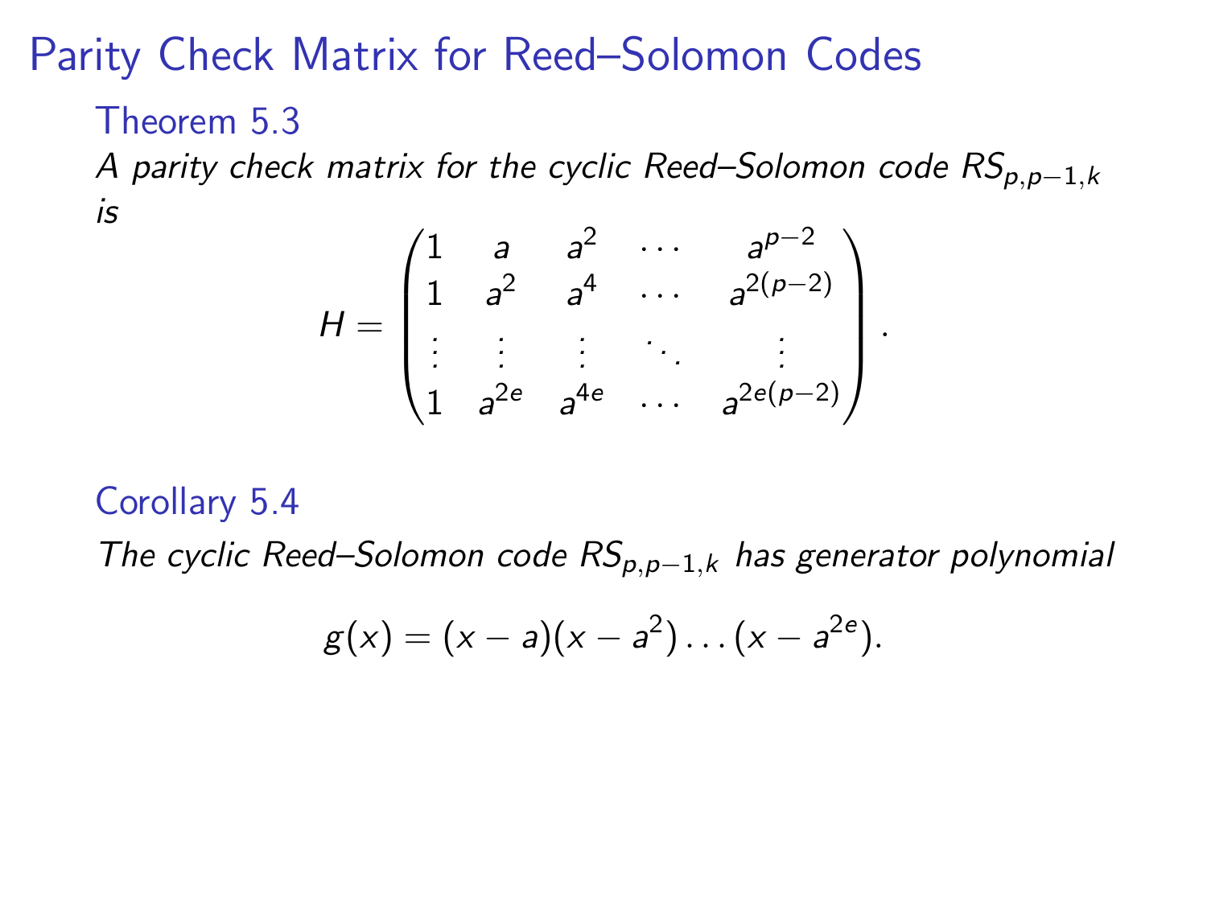# Parity Check Matrix for Reed–Solomon Codes

### Theorem 5.3

*A parity check matrix for the cyclic Reed–Solomon code $RS_{p,p-1,k}$ is*

$$H = \begin{pmatrix} 1 & a & a^2 & \cdots & a^{p-2} \\ 1 & a^2 & a^4 & \cdots & a^{2(p-2)} \\ \vdots & \vdots & \vdots & \ddots & \vdots \\ 1 & a^{2e} & a^{4e} & \cdots & a^{2e(p-2)} \end{pmatrix}.$$

### Corollary 5.4

*The cyclic Reed–Solomon code $RS_{p,p-1,k}$ has generator polynomial*

$$g(x) = (x-a)(x-a^2)\ldots(x-a^{2e}).$$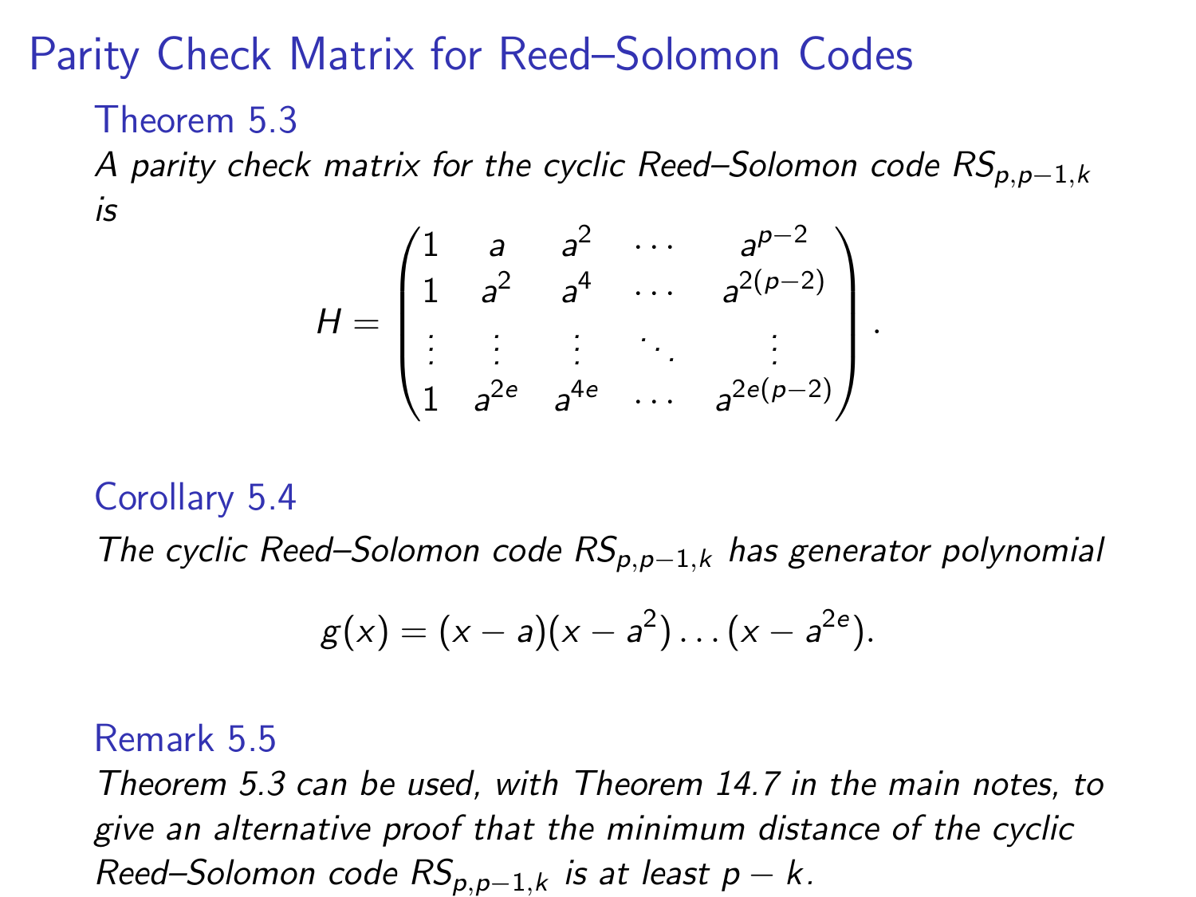# Parity Check Matrix for Reed–Solomon Codes

### Theorem 5.3

*A parity check matrix for the cyclic Reed–Solomon code $RS_{p,p-1,k}$ is*

$$H = \begin{pmatrix} 1 & a & a^2 & \cdots & a^{p-2} \\ 1 & a^2 & a^4 & \cdots & a^{2(p-2)} \\ \vdots & \vdots & \vdots & \ddots & \vdots \\ 1 & a^{2e} & a^{4e} & \cdots & a^{2e(p-2)} \end{pmatrix}.$$

### Corollary 5.4

*The cyclic Reed–Solomon code $RS_{p,p-1,k}$ has generator polynomial*

$$g(x) = (x-a)(x-a^2)\ldots(x-a^{2e}).$$

### Remark 5.5

*Theorem 5.3 can be used, with Theorem 14.7 in the main notes, to give an alternative proof that the minimum distance of the cyclic Reed–Solomon code $RS_{p,p-1,k}$ is at least $p-k$.*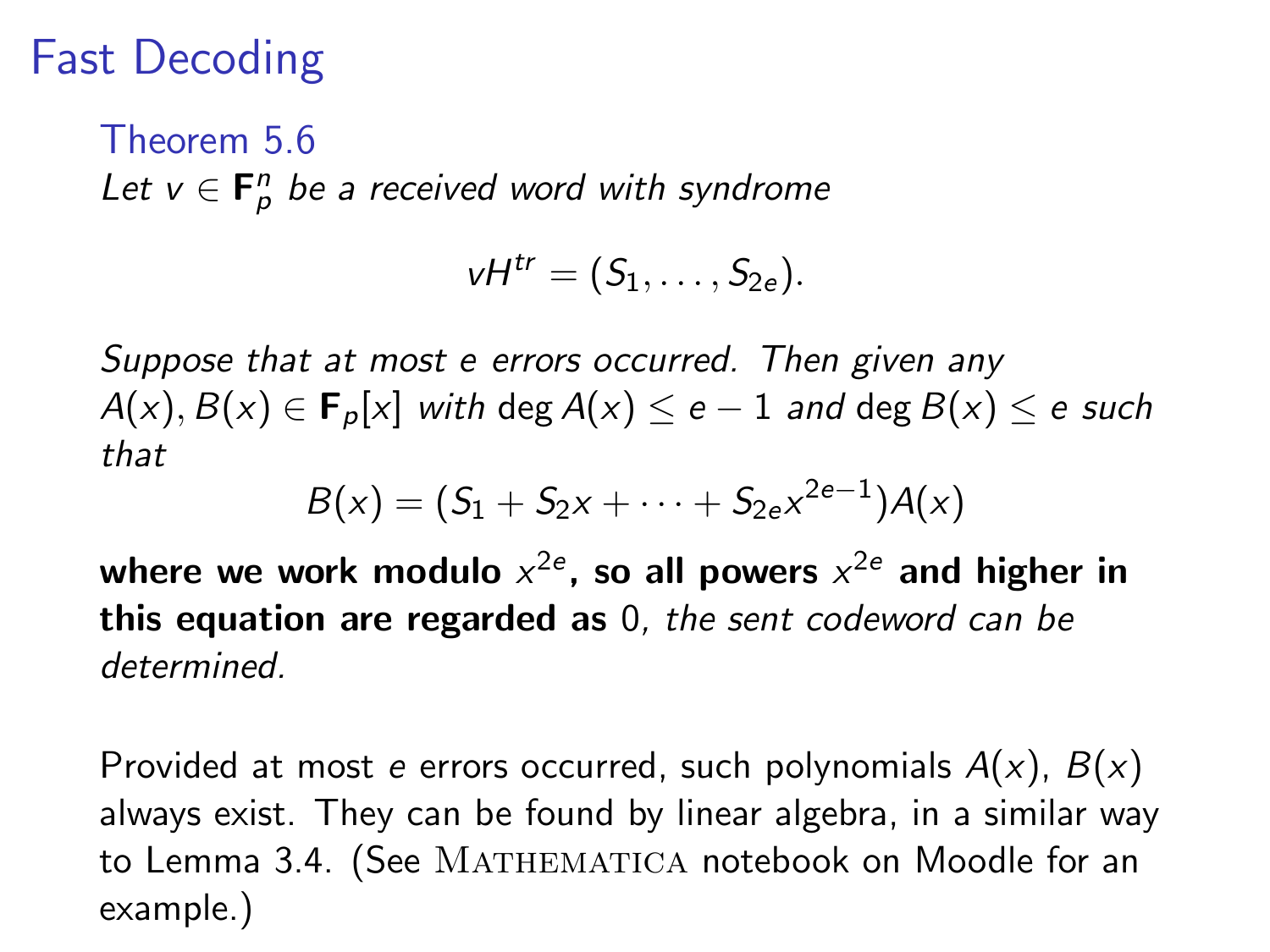# Fast Decoding

**Theorem 5.6**

*Let $v \in \mathbf{F}_p^n$ be a received word with syndrome*

$$vH^{tr} = (S_1, \ldots, S_{2e}).$$

*Suppose that at most $e$ errors occurred. Then given any $A(x), B(x) \in \mathbf{F}_p[x]$ with* $\deg A(x) \leq e - 1$ *and* $\deg B(x) \leq e$ *such that*

$$B(x) = (S_1 + S_2 x + \cdots + S_{2e} x^{2e-1}) A(x)$$

**where we work modulo $x^{2e}$, so all powers $x^{2e}$ and higher in this equation are regarded as** $0$, *the sent codeword can be determined.*

Provided at most $e$ errors occurred, such polynomials $A(x)$, $B(x)$ always exist. They can be found by linear algebra, in a similar way to Lemma 3.4. (See MATHEMATICA notebook on Moodle for an example.)